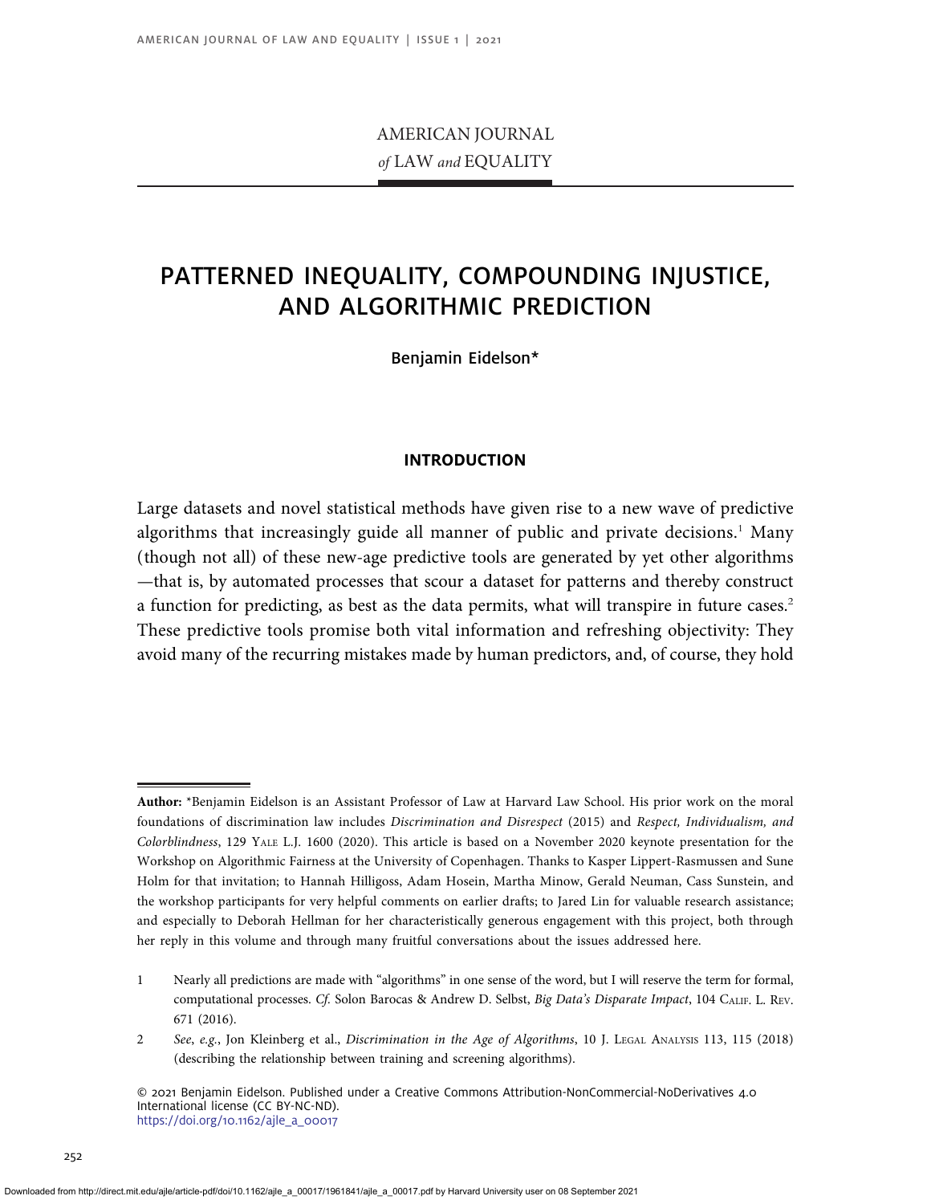# PATTERNED INEQUALITY, COMPOUNDING INJUSTICE, AND ALGORITHMIC PREDICTION

Benjamin Eidelson*

## INTRODUCTION

Large datasets and novel statistical methods have given rise to a new wave of predictive algorithms that increasingly guide all manner of public and private decisions.[1] Many (though not all) of these new-age predictive tools are generated by yet other algorithms —that is, by automated processes that scour a dataset for patterns and thereby construct a function for predicting, as best as the data permits, what will transpire in future cases.[2] These predictive tools promise both vital information and refreshing objectivity: They avoid many of the recurring mistakes made by human predictors, and, of course, they hold

---

**Author:** *Benjamin Eidelson is an Assistant Professor of Law at Harvard Law School. His prior work on the moral foundations of discrimination law includes *Discrimination and Disrespect* (2015) and *Respect, Individualism, and Colorblindness*, 129 Yale L.J. 1600 (2020). This article is based on a November 2020 keynote presentation for the Workshop on Algorithmic Fairness at the University of Copenhagen. Thanks to Kasper Lippert-Rasmussen and Sune Holm for that invitation; to Hannah Hilligoss, Adam Hosein, Martha Minow, Gerald Neuman, Cass Sunstein, and the workshop participants for very helpful comments on earlier drafts; to Jared Lin for valuable research assistance; and especially to Deborah Hellman for her characteristically generous engagement with this project, both through her reply in this volume and through many fruitful conversations about the issues addressed here.

1 Nearly all predictions are made with "algorithms" in one sense of the word, but I will reserve the term for formal, computational processes. *Cf.* Solon Barocas & Andrew D. Selbst, *Big Data's Disparate Impact*, 104 Calif. L. Rev. 671 (2016).

2 *See*, *e.g.*, Jon Kleinberg et al., *Discrimination in the Age of Algorithms*, 10 J. Legal Analysis 113, 115 (2018) (describing the relationship between training and screening algorithms).

© 2021 Benjamin Eidelson. Published under a Creative Commons Attribution-NonCommercial-NoDerivatives 4.0 International license (CC BY-NC-ND).
https://doi.org/10.1162/ajle_a_00017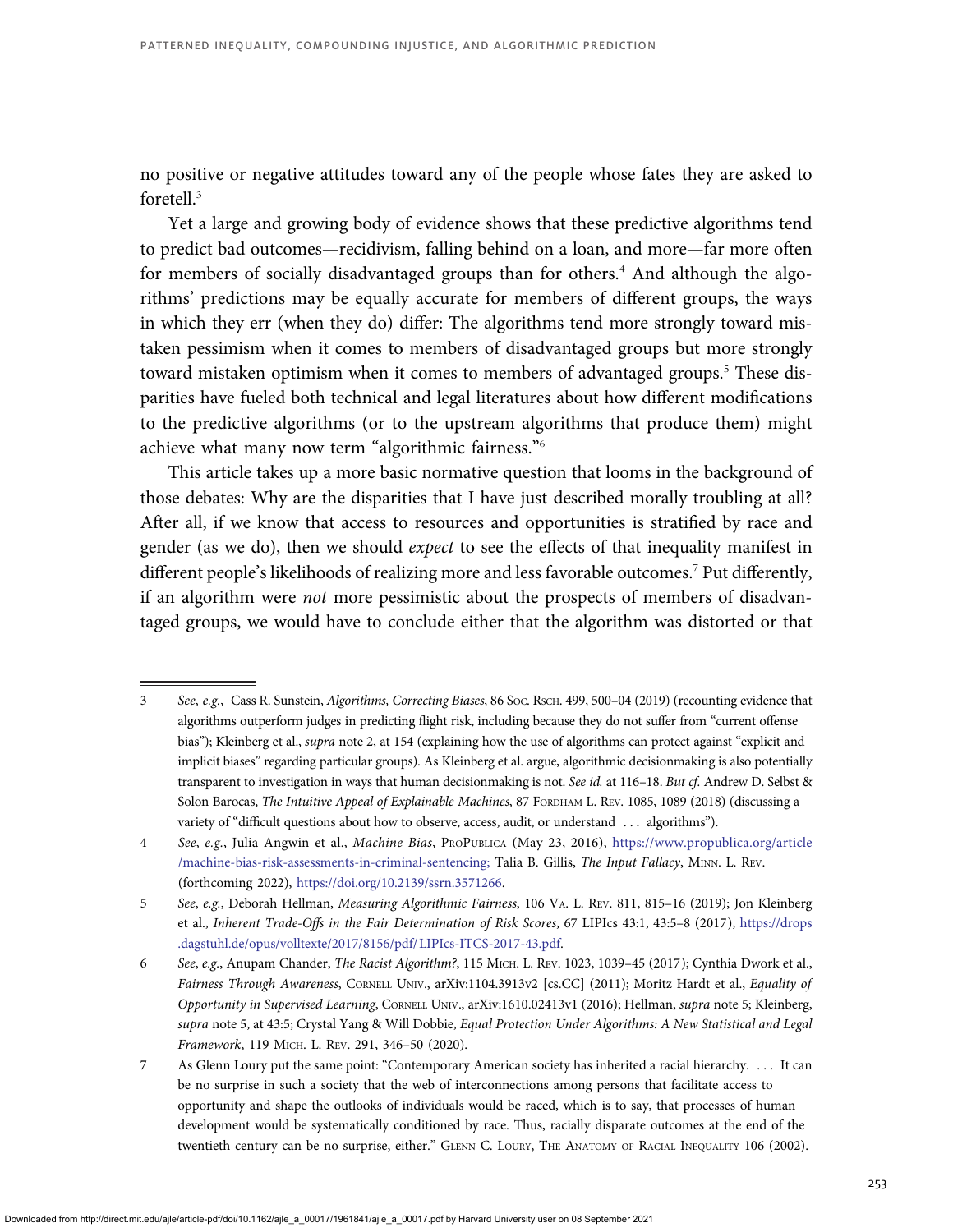no positive or negative attitudes toward any of the people whose fates they are asked to foretell.[3]

Yet a large and growing body of evidence shows that these predictive algorithms tend to predict bad outcomes—recidivism, falling behind on a loan, and more—far more often for members of socially disadvantaged groups than for others.[4] And although the algorithms' predictions may be equally accurate for members of different groups, the ways in which they err (when they do) differ: The algorithms tend more strongly toward mistaken pessimism when it comes to members of disadvantaged groups but more strongly toward mistaken optimism when it comes to members of advantaged groups.[5] These disparities have fueled both technical and legal literatures about how different modifications to the predictive algorithms (or to the upstream algorithms that produce them) might achieve what many now term "algorithmic fairness."[6]

This article takes up a more basic normative question that looms in the background of those debates: Why are the disparities that I have just described morally troubling at all? After all, if we know that access to resources and opportunities is stratified by race and gender (as we do), then we should *expect* to see the effects of that inequality manifest in different people's likelihoods of realizing more and less favorable outcomes.[7] Put differently, if an algorithm were *not* more pessimistic about the prospects of members of disadvantaged groups, we would have to conclude either that the algorithm was distorted or that

---

3 *See*, *e.g.*, Cass R. Sunstein, *Algorithms, Correcting Biases*, 86 Soc. Rsch. 499, 500–04 (2019) (recounting evidence that algorithms outperform judges in predicting flight risk, including because they do not suffer from "current offense bias"); Kleinberg et al., *supra* note 2, at 154 (explaining how the use of algorithms can protect against "explicit and implicit biases" regarding particular groups). As Kleinberg et al. argue, algorithmic decisionmaking is also potentially transparent to investigation in ways that human decisionmaking is not. *See id.* at 116–18. *But cf.* Andrew D. Selbst & Solon Barocas, *The Intuitive Appeal of Explainable Machines*, 87 Fordham L. Rev. 1085, 1089 (2018) (discussing a variety of "difficult questions about how to observe, access, audit, or understand . . . algorithms").

4 *See*, *e.g.*, Julia Angwin et al., *Machine Bias*, ProPublica (May 23, 2016), https://www.propublica.org/article/machine-bias-risk-assessments-in-criminal-sentencing; Talia B. Gillis, *The Input Fallacy*, Minn. L. Rev. (forthcoming 2022), https://doi.org/10.2139/ssrn.3571266.

5 *See*, *e.g.*, Deborah Hellman, *Measuring Algorithmic Fairness*, 106 Va. L. Rev. 811, 815–16 (2019); Jon Kleinberg et al., *Inherent Trade-Offs in the Fair Determination of Risk Scores*, 67 LIPIcs 43:1, 43:5–8 (2017), https://drops.dagstuhl.de/opus/volltexte/2017/8156/pdf/LIPIcs-ITCS-2017-43.pdf.

6 *See*, *e.g.*, Anupam Chander, *The Racist Algorithm?*, 115 Mich. L. Rev. 1023, 1039–45 (2017); Cynthia Dwork et al., *Fairness Through Awareness*, Cornell Univ., arXiv:1104.3913v2 [cs.CC] (2011); Moritz Hardt et al., *Equality of Opportunity in Supervised Learning*, Cornell Univ., arXiv:1610.02413v1 (2016); Hellman, *supra* note 5; Kleinberg, *supra* note 5, at 43:5; Crystal Yang & Will Dobbie, *Equal Protection Under Algorithms: A New Statistical and Legal Framework*, 119 Mich. L. Rev. 291, 346–50 (2020).

7 As Glenn Loury put the same point: "Contemporary American society has inherited a racial hierarchy. . . . It can be no surprise in such a society that the web of interconnections among persons that facilitate access to opportunity and shape the outlooks of individuals would be raced, which is to say, that processes of human development would be systematically conditioned by race. Thus, racially disparate outcomes at the end of the twentieth century can be no surprise, either." Glenn C. Loury, The Anatomy of Racial Inequality 106 (2002).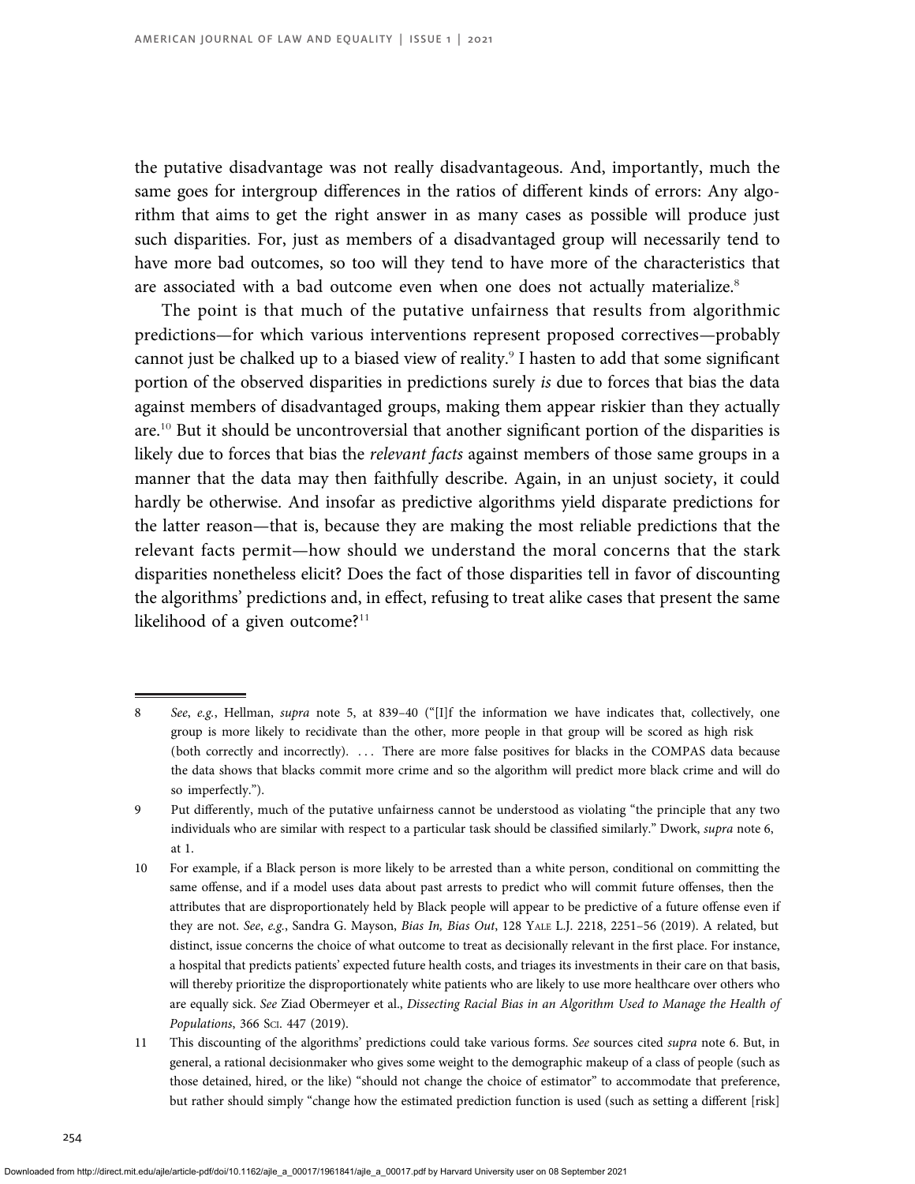the putative disadvantage was not really disadvantageous. And, importantly, much the same goes for intergroup differences in the ratios of different kinds of errors: Any algorithm that aims to get the right answer in as many cases as possible will produce just such disparities. For, just as members of a disadvantaged group will necessarily tend to have more bad outcomes, so too will they tend to have more of the characteristics that are associated with a bad outcome even when one does not actually materialize.[8]

The point is that much of the putative unfairness that results from algorithmic predictions—for which various interventions represent proposed correctives—probably cannot just be chalked up to a biased view of reality.[9] I hasten to add that some significant portion of the observed disparities in predictions surely *is* due to forces that bias the data against members of disadvantaged groups, making them appear riskier than they actually are.[10] But it should be uncontroversial that another significant portion of the disparities is likely due to forces that bias the *relevant facts* against members of those same groups in a manner that the data may then faithfully describe. Again, in an unjust society, it could hardly be otherwise. And insofar as predictive algorithms yield disparate predictions for the latter reason—that is, because they are making the most reliable predictions that the relevant facts permit—how should we understand the moral concerns that the stark disparities nonetheless elicit? Does the fact of those disparities tell in favor of discounting the algorithms' predictions and, in effect, refusing to treat alike cases that present the same likelihood of a given outcome?[11]

---

8 *See, e.g.*, Hellman, *supra* note 5, at 839–40 ("[I]f the information we have indicates that, collectively, one group is more likely to recidivate than the other, more people in that group will be scored as high risk (both correctly and incorrectly). . . . There are more false positives for blacks in the COMPAS data because the data shows that blacks commit more crime and so the algorithm will predict more black crime and will do so imperfectly.").

9 Put differently, much of the putative unfairness cannot be understood as violating "the principle that any two individuals who are similar with respect to a particular task should be classified similarly." Dwork, *supra* note 6, at 1.

10 For example, if a Black person is more likely to be arrested than a white person, conditional on committing the same offense, and if a model uses data about past arrests to predict who will commit future offenses, then the attributes that are disproportionately held by Black people will appear to be predictive of a future offense even if they are not. *See, e.g.*, Sandra G. Mayson, *Bias In, Bias Out*, 128 YALE L.J. 2218, 2251–56 (2019). A related, but distinct, issue concerns the choice of what outcome to treat as decisionally relevant in the first place. For instance, a hospital that predicts patients' expected future health costs, and triages its investments in their care on that basis, will thereby prioritize the disproportionately white patients who are likely to use more healthcare over others who are equally sick. *See* Ziad Obermeyer et al., *Dissecting Racial Bias in an Algorithm Used to Manage the Health of Populations*, 366 SCI. 447 (2019).

11 This discounting of the algorithms' predictions could take various forms. *See* sources cited *supra* note 6. But, in general, a rational decisionmaker who gives some weight to the demographic makeup of a class of people (such as those detained, hired, or the like) "should not change the choice of estimator" to accommodate that preference, but rather should simply "change how the estimated prediction function is used (such as setting a different [risk]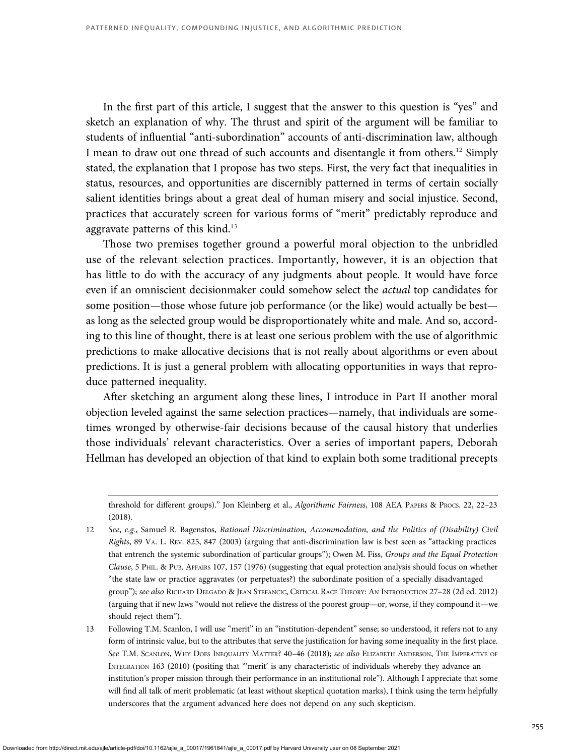In the first part of this article, I suggest that the answer to this question is "yes" and sketch an explanation of why. The thrust and spirit of the argument will be familiar to students of influential "anti-subordination" accounts of anti-discrimination law, although I mean to draw out one thread of such accounts and disentangle it from others.[12] Simply stated, the explanation that I propose has two steps. First, the very fact that inequalities in status, resources, and opportunities are discernibly patterned in terms of certain socially salient identities brings about a great deal of human misery and social injustice. Second, practices that accurately screen for various forms of "merit" predictably reproduce and aggravate patterns of this kind.[13]

Those two premises together ground a powerful moral objection to the unbridled use of the relevant selection practices. Importantly, however, it is an objection that has little to do with the accuracy of any judgments about people. It would have force even if an omniscient decisionmaker could somehow select the *actual* top candidates for some position—those whose future job performance (or the like) would actually be best—as long as the selected group would be disproportionately white and male. And so, according to this line of thought, there is at least one serious problem with the use of algorithmic predictions to make allocative decisions that is not really about algorithms or even about predictions. It is just a general problem with allocating opportunities in ways that reproduce patterned inequality.

After sketching an argument along these lines, I introduce in Part II another moral objection leveled against the same selection practices—namely, that individuals are sometimes wronged by otherwise-fair decisions because of the causal history that underlies those individuals' relevant characteristics. Over a series of important papers, Deborah Hellman has developed an objection of that kind to explain both some traditional precepts

---

threshold for different groups)." Jon Kleinberg et al., *Algorithmic Fairness*, 108 AEA Papers & Procs. 22, 22–23 (2018).

12 *See, e.g.*, Samuel R. Bagenstos, *Rational Discrimination, Accommodation, and the Politics of (Disability) Civil Rights*, 89 Va. L. Rev. 825, 847 (2003) (arguing that anti-discrimination law is best seen as "attacking practices that entrench the systemic subordination of particular groups"); Owen M. Fiss, *Groups and the Equal Protection Clause*, 5 Phil. & Pub. Affairs 107, 157 (1976) (suggesting that equal protection analysis should focus on whether "the state law or practice aggravates (or perpetuates?) the subordinate position of a specially disadvantaged group"); *see also* Richard Delgado & Jean Stefancic, Critical Race Theory: An Introduction 27–28 (2d ed. 2012) (arguing that if new laws "would not relieve the distress of the poorest group—or, worse, if they compound it—we should reject them").

13 Following T.M. Scanlon, I will use "merit" in an "institution-dependent" sense; so understood, it refers not to any form of intrinsic value, but to the attributes that serve the justification for having some inequality in the first place. *See* T.M. Scanlon, Why Does Inequality Matter? 40–46 (2018); *see also* Elizabeth Anderson, The Imperative of Integration 163 (2010) (positing that "'merit' is any characteristic of individuals whereby they advance an institution's proper mission through their performance in an institutional role"). Although I appreciate that some will find all talk of merit problematic (at least without skeptical quotation marks), I think using the term helpfully underscores that the argument advanced here does not depend on any such skepticism.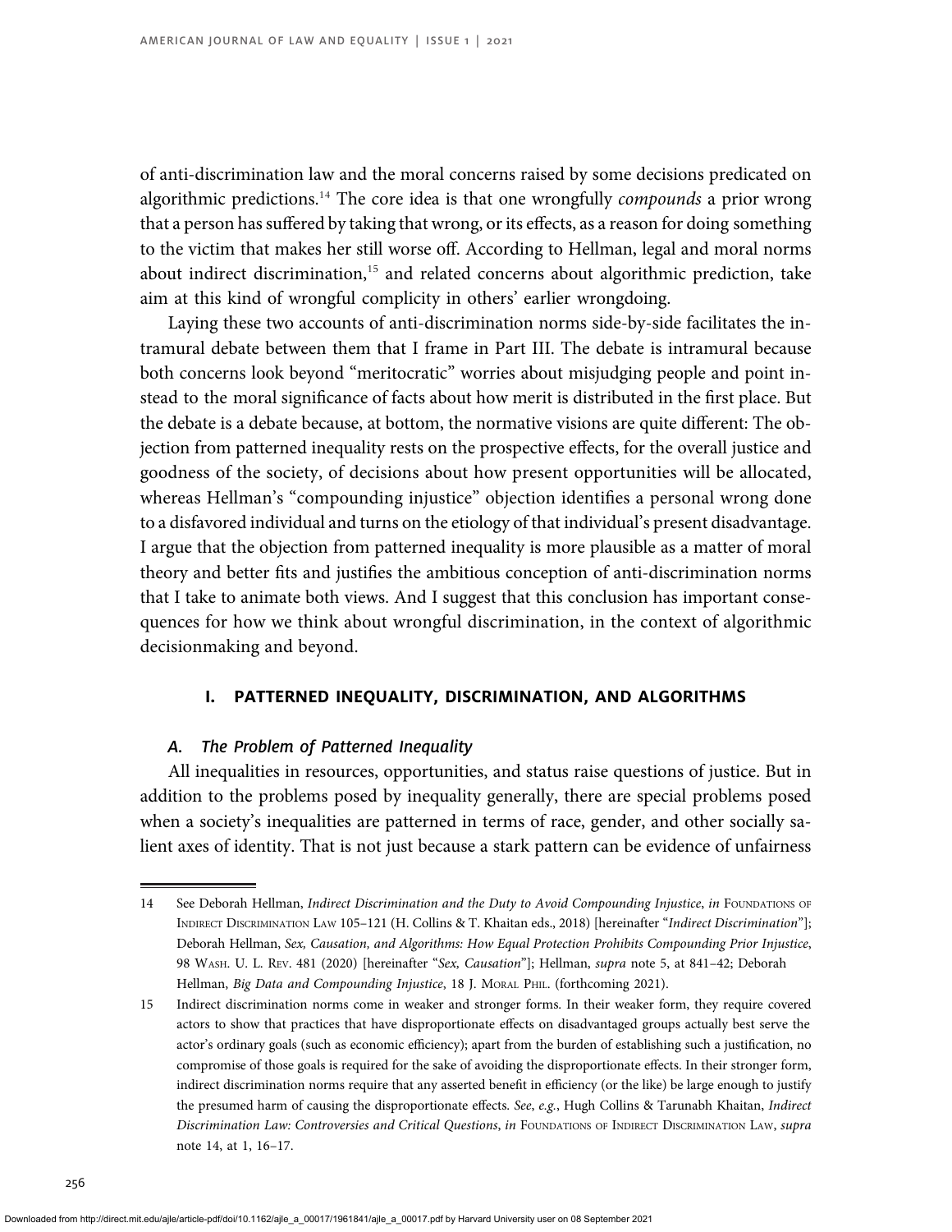of anti-discrimination law and the moral concerns raised by some decisions predicated on algorithmic predictions.[14] The core idea is that one wrongfully *compounds* a prior wrong that a person has suffered by taking that wrong, or its effects, as a reason for doing something to the victim that makes her still worse off. According to Hellman, legal and moral norms about indirect discrimination,[15] and related concerns about algorithmic prediction, take aim at this kind of wrongful complicity in others' earlier wrongdoing.

Laying these two accounts of anti-discrimination norms side-by-side facilitates the intramural debate between them that I frame in Part III. The debate is intramural because both concerns look beyond "meritocratic" worries about misjudging people and point instead to the moral significance of facts about how merit is distributed in the first place. But the debate is a debate because, at bottom, the normative visions are quite different: The objection from patterned inequality rests on the prospective effects, for the overall justice and goodness of the society, of decisions about how present opportunities will be allocated, whereas Hellman's "compounding injustice" objection identifies a personal wrong done to a disfavored individual and turns on the etiology of that individual's present disadvantage. I argue that the objection from patterned inequality is more plausible as a matter of moral theory and better fits and justifies the ambitious conception of anti-discrimination norms that I take to animate both views. And I suggest that this conclusion has important consequences for how we think about wrongful discrimination, in the context of algorithmic decisionmaking and beyond.

## I. PATTERNED INEQUALITY, DISCRIMINATION, AND ALGORITHMS

### *A. The Problem of Patterned Inequality*

All inequalities in resources, opportunities, and status raise questions of justice. But in addition to the problems posed by inequality generally, there are special problems posed when a society's inequalities are patterned in terms of race, gender, and other socially salient axes of identity. That is not just because a stark pattern can be evidence of unfairness

---

14 See Deborah Hellman, *Indirect Discrimination and the Duty to Avoid Compounding Injustice*, *in* Foundations of Indirect Discrimination Law 105–121 (H. Collins & T. Khaitan eds., 2018) [hereinafter "*Indirect Discrimination*"]; Deborah Hellman, *Sex, Causation, and Algorithms: How Equal Protection Prohibits Compounding Prior Injustice*, 98 Wash. U. L. Rev. 481 (2020) [hereinafter "*Sex, Causation*"]; Hellman, *supra* note 5, at 841–42; Deborah Hellman, *Big Data and Compounding Injustice*, 18 J. Moral Phil. (forthcoming 2021).

15 Indirect discrimination norms come in weaker and stronger forms. In their weaker form, they require covered actors to show that practices that have disproportionate effects on disadvantaged groups actually best serve the actor's ordinary goals (such as economic efficiency); apart from the burden of establishing such a justification, no compromise of those goals is required for the sake of avoiding the disproportionate effects. In their stronger form, indirect discrimination norms require that any asserted benefit in efficiency (or the like) be large enough to justify the presumed harm of causing the disproportionate effects. *See*, *e.g.*, Hugh Collins & Tarunabh Khaitan, *Indirect Discrimination Law: Controversies and Critical Questions*, *in* Foundations of Indirect Discrimination Law, *supra* note 14, at 1, 16–17.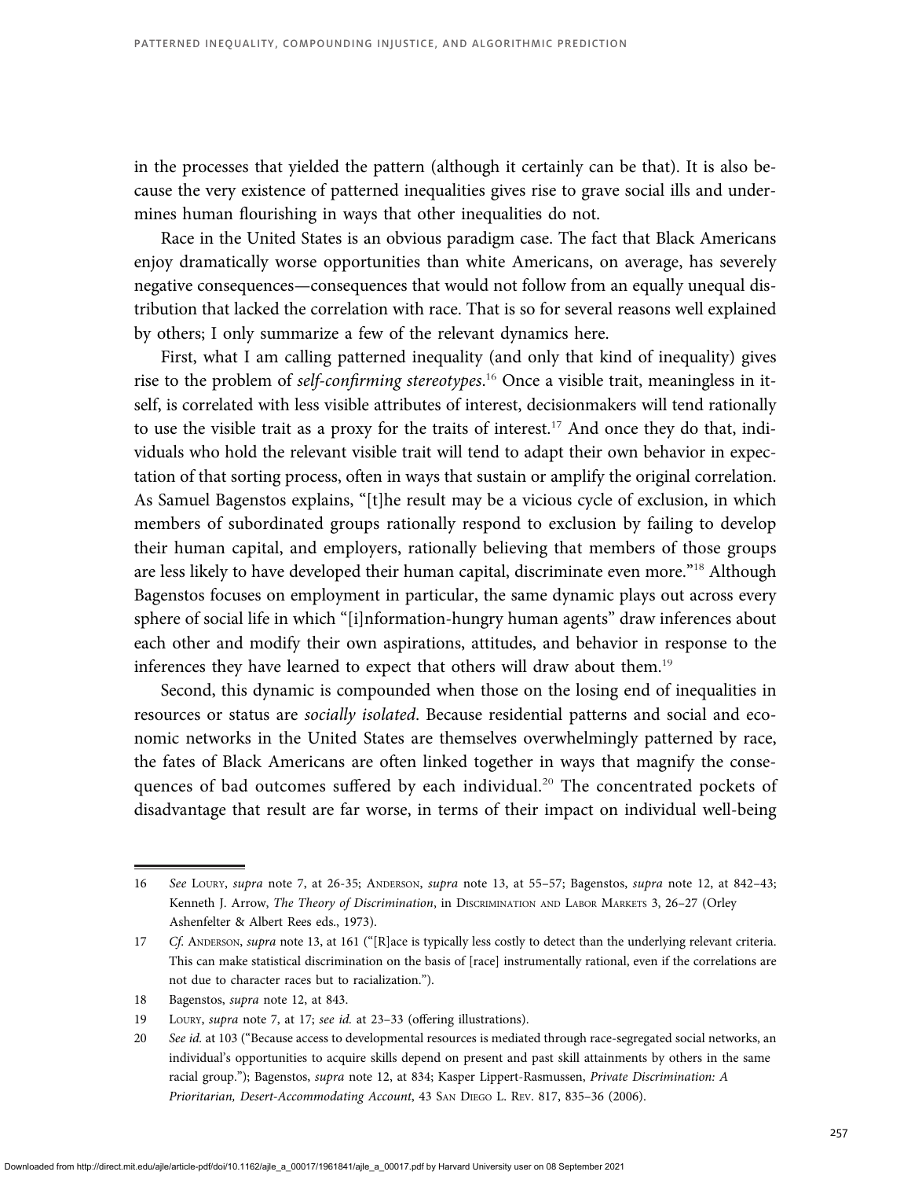in the processes that yielded the pattern (although it certainly can be that). It is also because the very existence of patterned inequalities gives rise to grave social ills and undermines human flourishing in ways that other inequalities do not.

Race in the United States is an obvious paradigm case. The fact that Black Americans enjoy dramatically worse opportunities than white Americans, on average, has severely negative consequences—consequences that would not follow from an equally unequal distribution that lacked the correlation with race. That is so for several reasons well explained by others; I only summarize a few of the relevant dynamics here.

First, what I am calling patterned inequality (and only that kind of inequality) gives rise to the problem of *self-confirming stereotypes*.[16] Once a visible trait, meaningless in itself, is correlated with less visible attributes of interest, decisionmakers will tend rationally to use the visible trait as a proxy for the traits of interest.[17] And once they do that, individuals who hold the relevant visible trait will tend to adapt their own behavior in expectation of that sorting process, often in ways that sustain or amplify the original correlation. As Samuel Bagenstos explains, "[t]he result may be a vicious cycle of exclusion, in which members of subordinated groups rationally respond to exclusion by failing to develop their human capital, and employers, rationally believing that members of those groups are less likely to have developed their human capital, discriminate even more."[18] Although Bagenstos focuses on employment in particular, the same dynamic plays out across every sphere of social life in which "[i]nformation-hungry human agents" draw inferences about each other and modify their own aspirations, attitudes, and behavior in response to the inferences they have learned to expect that others will draw about them.[19]

Second, this dynamic is compounded when those on the losing end of inequalities in resources or status are *socially isolated*. Because residential patterns and social and economic networks in the United States are themselves overwhelmingly patterned by race, the fates of Black Americans are often linked together in ways that magnify the consequences of bad outcomes suffered by each individual.[20] The concentrated pockets of disadvantage that result are far worse, in terms of their impact on individual well-being

---

16 *See* Loury, *supra* note 7, at 26-35; Anderson, *supra* note 13, at 55–57; Bagenstos, *supra* note 12, at 842–43; Kenneth J. Arrow, *The Theory of Discrimination*, in Discrimination and Labor Markets 3, 26–27 (Orley Ashenfelter & Albert Rees eds., 1973).

17 *Cf.* Anderson, *supra* note 13, at 161 ("[R]ace is typically less costly to detect than the underlying relevant criteria. This can make statistical discrimination on the basis of [race] instrumentally rational, even if the correlations are not due to character races but to racialization.").

18 Bagenstos, *supra* note 12, at 843.

19 Loury, *supra* note 7, at 17; *see id.* at 23–33 (offering illustrations).

20 *See id.* at 103 ("Because access to developmental resources is mediated through race-segregated social networks, an individual's opportunities to acquire skills depend on present and past skill attainments by others in the same racial group."); Bagenstos, *supra* note 12, at 834; Kasper Lippert-Rasmussen, *Private Discrimination: A Prioritarian, Desert-Accommodating Account*, 43 San Diego L. Rev. 817, 835–36 (2006).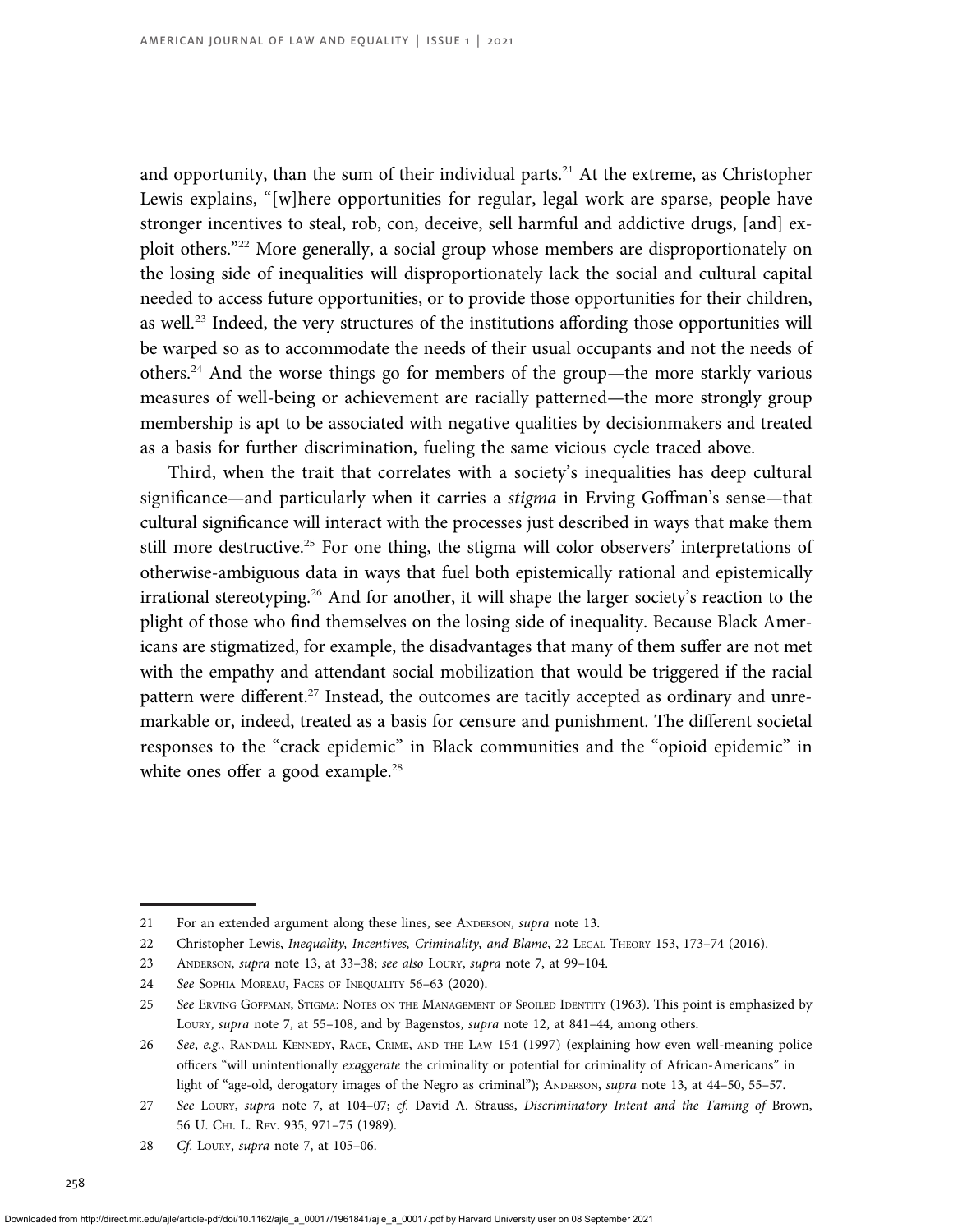and opportunity, than the sum of their individual parts.[21] At the extreme, as Christopher Lewis explains, "[w]here opportunities for regular, legal work are sparse, people have stronger incentives to steal, rob, con, deceive, sell harmful and addictive drugs, [and] exploit others."[22] More generally, a social group whose members are disproportionately on the losing side of inequalities will disproportionately lack the social and cultural capital needed to access future opportunities, or to provide those opportunities for their children, as well.[23] Indeed, the very structures of the institutions affording those opportunities will be warped so as to accommodate the needs of their usual occupants and not the needs of others.[24] And the worse things go for members of the group—the more starkly various measures of well-being or achievement are racially patterned—the more strongly group membership is apt to be associated with negative qualities by decisionmakers and treated as a basis for further discrimination, fueling the same vicious cycle traced above.

Third, when the trait that correlates with a society's inequalities has deep cultural significance—and particularly when it carries a *stigma* in Erving Goffman's sense—that cultural significance will interact with the processes just described in ways that make them still more destructive.[25] For one thing, the stigma will color observers' interpretations of otherwise-ambiguous data in ways that fuel both epistemically rational and epistemically irrational stereotyping.[26] And for another, it will shape the larger society's reaction to the plight of those who find themselves on the losing side of inequality. Because Black Americans are stigmatized, for example, the disadvantages that many of them suffer are not met with the empathy and attendant social mobilization that would be triggered if the racial pattern were different.[27] Instead, the outcomes are tacitly accepted as ordinary and unremarkable or, indeed, treated as a basis for censure and punishment. The different societal responses to the "crack epidemic" in Black communities and the "opioid epidemic" in white ones offer a good example.[28]

---

21 For an extended argument along these lines, see Anderson, *supra* note 13.

22 Christopher Lewis, *Inequality, Incentives, Criminality, and Blame*, 22 Legal Theory 153, 173–74 (2016).

23 Anderson, *supra* note 13, at 33–38; *see also* Loury, *supra* note 7, at 99–104.

24 *See* Sophia Moreau, Faces of Inequality 56–63 (2020).

25 *See* Erving Goffman, Stigma: Notes on the Management of Spoiled Identity (1963). This point is emphasized by Loury, *supra* note 7, at 55–108, and by Bagenstos, *supra* note 12, at 841–44, among others.

26 *See, e.g.*, Randall Kennedy, Race, Crime, and the Law 154 (1997) (explaining how even well-meaning police officers "will unintentionally *exaggerate* the criminality or potential for criminality of African-Americans" in light of "age-old, derogatory images of the Negro as criminal"); Anderson, *supra* note 13, at 44–50, 55–57.

27 *See* Loury, *supra* note 7, at 104–07; *cf.* David A. Strauss, *Discriminatory Intent and the Taming of* Brown, 56 U. Chi. L. Rev. 935, 971–75 (1989).

28 *Cf.* Loury, *supra* note 7, at 105–06.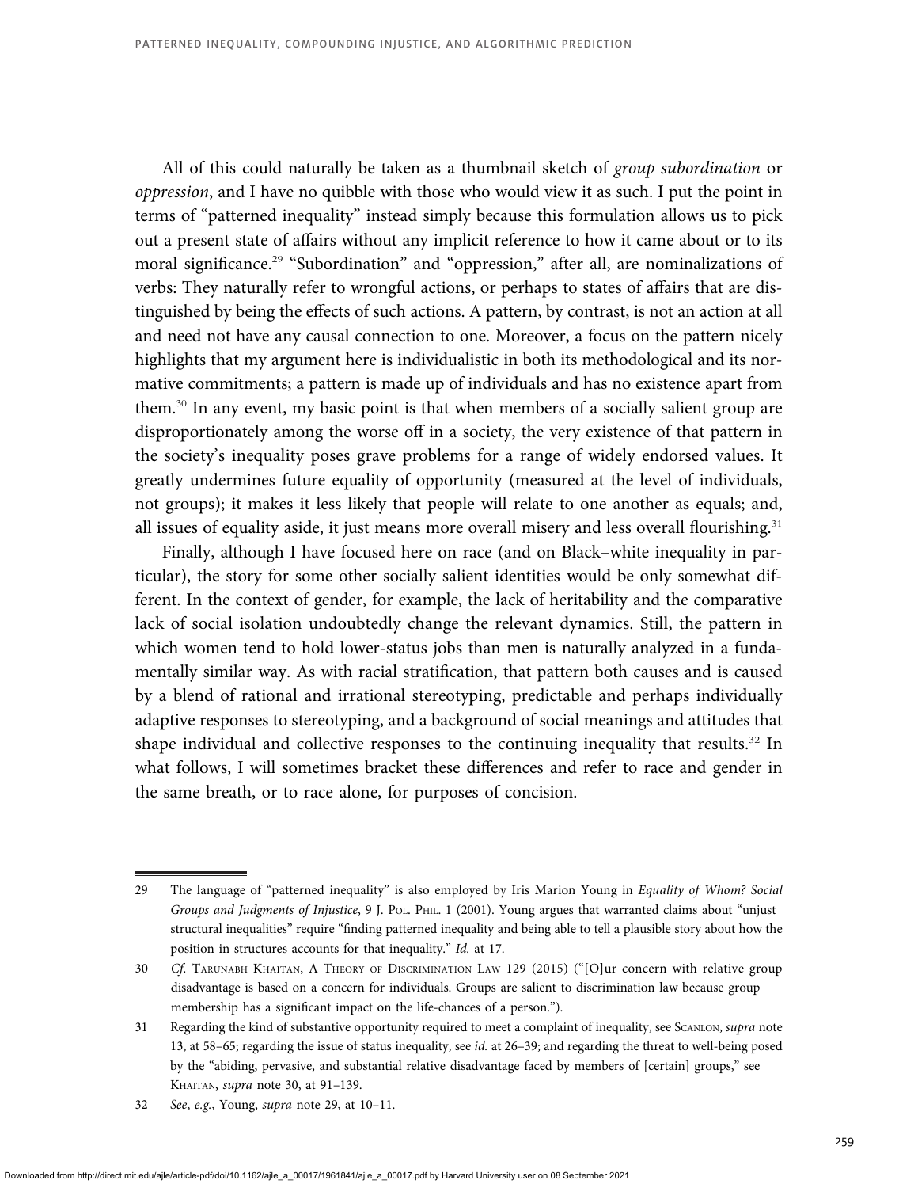All of this could naturally be taken as a thumbnail sketch of *group subordination* or *oppression*, and I have no quibble with those who would view it as such. I put the point in terms of "patterned inequality" instead simply because this formulation allows us to pick out a present state of affairs without any implicit reference to how it came about or to its moral significance.[29] "Subordination" and "oppression," after all, are nominalizations of verbs: They naturally refer to wrongful actions, or perhaps to states of affairs that are distinguished by being the effects of such actions. A pattern, by contrast, is not an action at all and need not have any causal connection to one. Moreover, a focus on the pattern nicely highlights that my argument here is individualistic in both its methodological and its normative commitments; a pattern is made up of individuals and has no existence apart from them.[30] In any event, my basic point is that when members of a socially salient group are disproportionately among the worse off in a society, the very existence of that pattern in the society's inequality poses grave problems for a range of widely endorsed values. It greatly undermines future equality of opportunity (measured at the level of individuals, not groups); it makes it less likely that people will relate to one another as equals; and, all issues of equality aside, it just means more overall misery and less overall flourishing.[31]

Finally, although I have focused here on race (and on Black–white inequality in particular), the story for some other socially salient identities would be only somewhat different. In the context of gender, for example, the lack of heritability and the comparative lack of social isolation undoubtedly change the relevant dynamics. Still, the pattern in which women tend to hold lower-status jobs than men is naturally analyzed in a fundamentally similar way. As with racial stratification, that pattern both causes and is caused by a blend of rational and irrational stereotyping, predictable and perhaps individually adaptive responses to stereotyping, and a background of social meanings and attitudes that shape individual and collective responses to the continuing inequality that results.[32] In what follows, I will sometimes bracket these differences and refer to race and gender in the same breath, or to race alone, for purposes of concision.

---

29 The language of "patterned inequality" is also employed by Iris Marion Young in *Equality of Whom? Social Groups and Judgments of Injustice*, 9 J. Pol. Phil. 1 (2001). Young argues that warranted claims about "unjust structural inequalities" require "finding patterned inequality and being able to tell a plausible story about how the position in structures accounts for that inequality." *Id.* at 17.

30 *Cf.* Tarunabh Khaitan, A Theory of Discrimination Law 129 (2015) ("[O]ur concern with relative group disadvantage is based on a concern for individuals. Groups are salient to discrimination law because group membership has a significant impact on the life-chances of a person.").

31 Regarding the kind of substantive opportunity required to meet a complaint of inequality, see Scanlon, *supra* note 13, at 58–65; regarding the issue of status inequality, see *id.* at 26–39; and regarding the threat to well-being posed by the "abiding, pervasive, and substantial relative disadvantage faced by members of [certain] groups," see Khaitan, *supra* note 30, at 91–139.

32 *See, e.g.*, Young, *supra* note 29, at 10–11.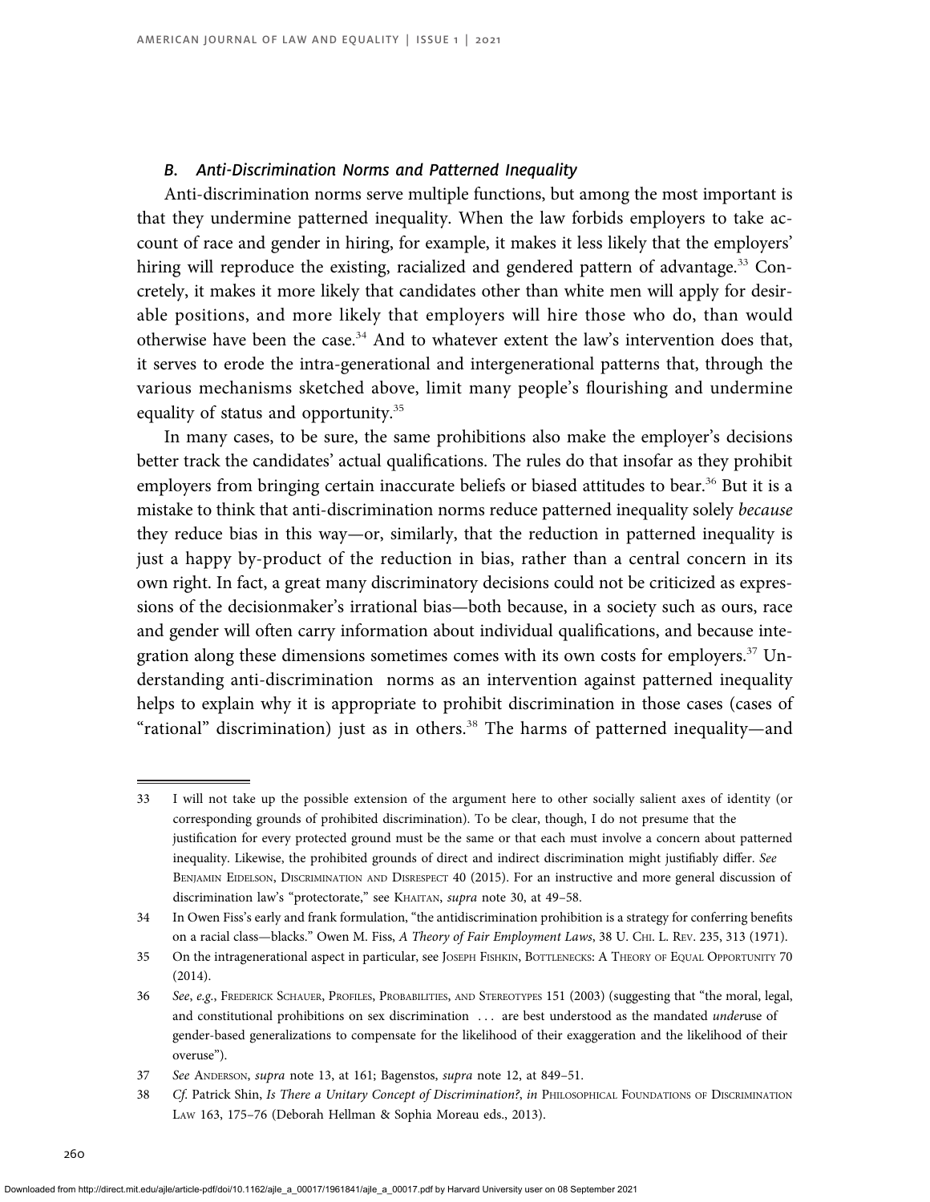### B. Anti-Discrimination Norms and Patterned Inequality

Anti-discrimination norms serve multiple functions, but among the most important is that they undermine patterned inequality. When the law forbids employers to take account of race and gender in hiring, for example, it makes it less likely that the employers' hiring will reproduce the existing, racialized and gendered pattern of advantage.[33] Concretely, it makes it more likely that candidates other than white men will apply for desirable positions, and more likely that employers will hire those who do, than would otherwise have been the case.[34] And to whatever extent the law's intervention does that, it serves to erode the intra-generational and intergenerational patterns that, through the various mechanisms sketched above, limit many people's flourishing and undermine equality of status and opportunity.[35]

In many cases, to be sure, the same prohibitions also make the employer's decisions better track the candidates' actual qualifications. The rules do that insofar as they prohibit employers from bringing certain inaccurate beliefs or biased attitudes to bear.[36] But it is a mistake to think that anti-discrimination norms reduce patterned inequality solely *because* they reduce bias in this way—or, similarly, that the reduction in patterned inequality is just a happy by-product of the reduction in bias, rather than a central concern in its own right. In fact, a great many discriminatory decisions could not be criticized as expressions of the decisionmaker's irrational bias—both because, in a society such as ours, race and gender will often carry information about individual qualifications, and because integration along these dimensions sometimes comes with its own costs for employers.[37] Understanding anti-discrimination norms as an intervention against patterned inequality helps to explain why it is appropriate to prohibit discrimination in those cases (cases of "rational" discrimination) just as in others.[38] The harms of patterned inequality—and

---

33 I will not take up the possible extension of the argument here to other socially salient axes of identity (or corresponding grounds of prohibited discrimination). To be clear, though, I do not presume that the justification for every protected ground must be the same or that each must involve a concern about patterned inequality. Likewise, the prohibited grounds of direct and indirect discrimination might justifiably differ. *See* Benjamin Eidelson, Discrimination and Disrespect 40 (2015). For an instructive and more general discussion of discrimination law's "protectorate," see Khaitan, *supra* note 30, at 49–58.

34 In Owen Fiss's early and frank formulation, "the antidiscrimination prohibition is a strategy for conferring benefits on a racial class—blacks." Owen M. Fiss, *A Theory of Fair Employment Laws*, 38 U. Chi. L. Rev. 235, 313 (1971).

35 On the intragenerational aspect in particular, see Joseph Fishkin, Bottlenecks: A Theory of Equal Opportunity 70 (2014).

36 *See*, *e.g.*, Frederick Schauer, Profiles, Probabilities, and Stereotypes 151 (2003) (suggesting that "the moral, legal, and constitutional prohibitions on sex discrimination ... are best understood as the mandated *under*use of gender-based generalizations to compensate for the likelihood of their exaggeration and the likelihood of their overuse").

37 *See* Anderson, *supra* note 13, at 161; Bagenstos, *supra* note 12, at 849–51.

38 *Cf.* Patrick Shin, *Is There a Unitary Concept of Discrimination?*, *in* Philosophical Foundations of Discrimination Law 163, 175–76 (Deborah Hellman & Sophia Moreau eds., 2013).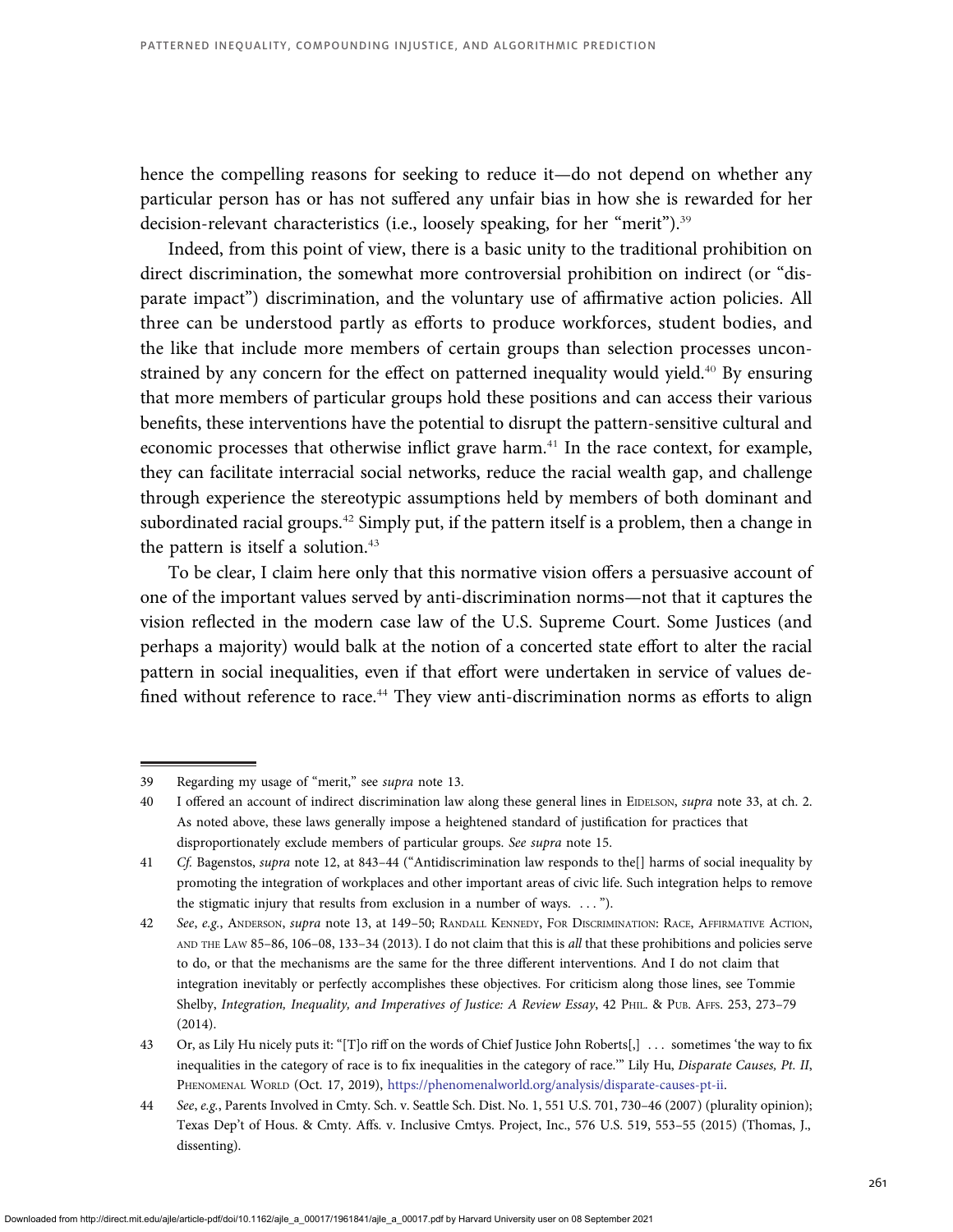hence the compelling reasons for seeking to reduce it—do not depend on whether any particular person has or has not suffered any unfair bias in how she is rewarded for her decision-relevant characteristics (i.e., loosely speaking, for her "merit").[39]

Indeed, from this point of view, there is a basic unity to the traditional prohibition on direct discrimination, the somewhat more controversial prohibition on indirect (or "disparate impact") discrimination, and the voluntary use of affirmative action policies. All three can be understood partly as efforts to produce workforces, student bodies, and the like that include more members of certain groups than selection processes unconstrained by any concern for the effect on patterned inequality would yield.[40] By ensuring that more members of particular groups hold these positions and can access their various benefits, these interventions have the potential to disrupt the pattern-sensitive cultural and economic processes that otherwise inflict grave harm.[41] In the race context, for example, they can facilitate interracial social networks, reduce the racial wealth gap, and challenge through experience the stereotypic assumptions held by members of both dominant and subordinated racial groups.[42] Simply put, if the pattern itself is a problem, then a change in the pattern is itself a solution.[43]

To be clear, I claim here only that this normative vision offers a persuasive account of one of the important values served by anti-discrimination norms—not that it captures the vision reflected in the modern case law of the U.S. Supreme Court. Some Justices (and perhaps a majority) would balk at the notion of a concerted state effort to alter the racial pattern in social inequalities, even if that effort were undertaken in service of values defined without reference to race.[44] They view anti-discrimination norms as efforts to align

---

39 Regarding my usage of "merit," see *supra* note 13.

40 I offered an account of indirect discrimination law along these general lines in Eidelson, *supra* note 33, at ch. 2. As noted above, these laws generally impose a heightened standard of justification for practices that disproportionately exclude members of particular groups. *See supra* note 15.

41 *Cf.* Bagenstos, *supra* note 12, at 843–44 ("Antidiscrimination law responds to the[] harms of social inequality by promoting the integration of workplaces and other important areas of civic life. Such integration helps to remove the stigmatic injury that results from exclusion in a number of ways. . . . ").

42 *See*, *e.g.*, Anderson, *supra* note 13, at 149–50; Randall Kennedy, For Discrimination: Race, Affirmative Action, and the Law 85–86, 106–08, 133–34 (2013). I do not claim that this is *all* that these prohibitions and policies serve to do, or that the mechanisms are the same for the three different interventions. And I do not claim that integration inevitably or perfectly accomplishes these objectives. For criticism along those lines, see Tommie Shelby, *Integration, Inequality, and Imperatives of Justice: A Review Essay*, 42 Phil. & Pub. Affs. 253, 273–79 (2014).

43 Or, as Lily Hu nicely puts it: "[T]o riff on the words of Chief Justice John Roberts[,] . . . sometimes 'the way to fix inequalities in the category of race is to fix inequalities in the category of race.'" Lily Hu, *Disparate Causes, Pt. II*, Phenomenal World (Oct. 17, 2019), https://phenomenalworld.org/analysis/disparate-causes-pt-ii.

44 *See*, *e.g.*, Parents Involved in Cmty. Sch. v. Seattle Sch. Dist. No. 1, 551 U.S. 701, 730–46 (2007) (plurality opinion); Texas Dep't of Hous. & Cmty. Affs. v. Inclusive Cmtys. Project, Inc., 576 U.S. 519, 553–55 (2015) (Thomas, J., dissenting).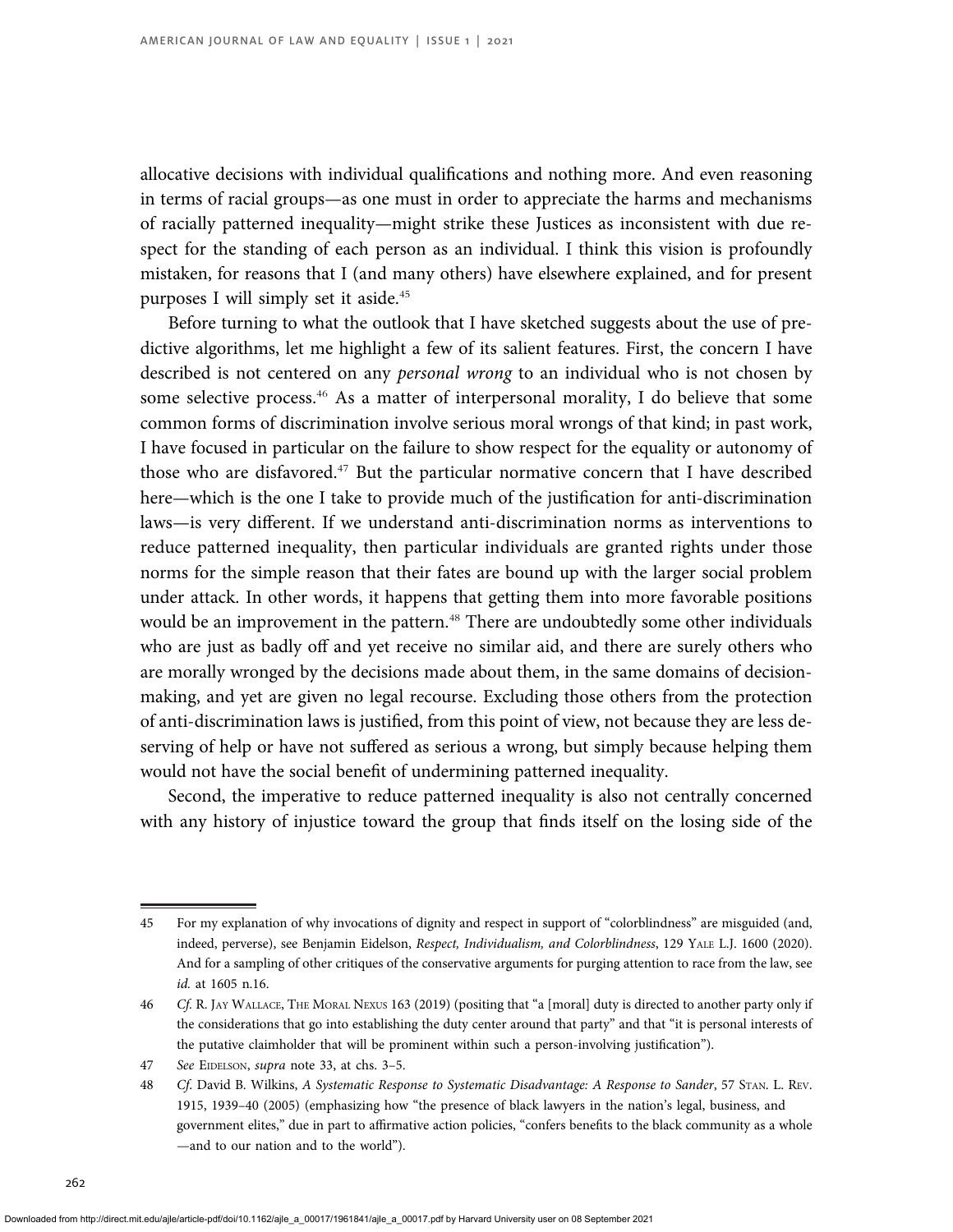allocative decisions with individual qualifications and nothing more. And even reasoning in terms of racial groups—as one must in order to appreciate the harms and mechanisms of racially patterned inequality—might strike these Justices as inconsistent with due respect for the standing of each person as an individual. I think this vision is profoundly mistaken, for reasons that I (and many others) have elsewhere explained, and for present purposes I will simply set it aside.[45]

Before turning to what the outlook that I have sketched suggests about the use of predictive algorithms, let me highlight a few of its salient features. First, the concern I have described is not centered on any *personal wrong* to an individual who is not chosen by some selective process.[46] As a matter of interpersonal morality, I do believe that some common forms of discrimination involve serious moral wrongs of that kind; in past work, I have focused in particular on the failure to show respect for the equality or autonomy of those who are disfavored.[47] But the particular normative concern that I have described here—which is the one I take to provide much of the justification for anti-discrimination laws—is very different. If we understand anti-discrimination norms as interventions to reduce patterned inequality, then particular individuals are granted rights under those norms for the simple reason that their fates are bound up with the larger social problem under attack. In other words, it happens that getting them into more favorable positions would be an improvement in the pattern.[48] There are undoubtedly some other individuals who are just as badly off and yet receive no similar aid, and there are surely others who are morally wronged by the decisions made about them, in the same domains of decision-making, and yet are given no legal recourse. Excluding those others from the protection of anti-discrimination laws is justified, from this point of view, not because they are less deserving of help or have not suffered as serious a wrong, but simply because helping them would not have the social benefit of undermining patterned inequality.

Second, the imperative to reduce patterned inequality is also not centrally concerned with any history of injustice toward the group that finds itself on the losing side of the

---

45 For my explanation of why invocations of dignity and respect in support of "colorblindness" are misguided (and, indeed, perverse), see Benjamin Eidelson, *Respect, Individualism, and Colorblindness*, 129 Yale L.J. 1600 (2020). And for a sampling of other critiques of the conservative arguments for purging attention to race from the law, see *id.* at 1605 n.16.

46 *Cf.* R. Jay Wallace, The Moral Nexus 163 (2019) (positing that "a [moral] duty is directed to another party only if the considerations that go into establishing the duty center around that party" and that "it is personal interests of the putative claimholder that will be prominent within such a person-involving justification").

47 *See* Eidelson, *supra* note 33, at chs. 3–5.

48 *Cf.* David B. Wilkins, *A Systematic Response to Systematic Disadvantage: A Response to Sander*, 57 Stan. L. Rev. 1915, 1939–40 (2005) (emphasizing how "the presence of black lawyers in the nation's legal, business, and government elites," due in part to affirmative action policies, "confers benefits to the black community as a whole —and to our nation and to the world").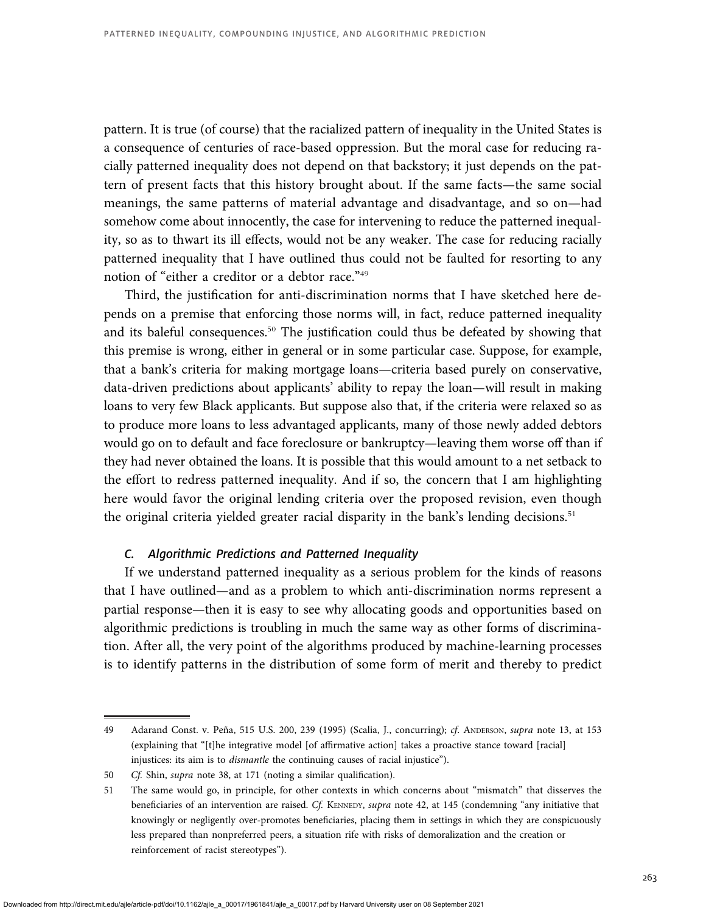pattern. It is true (of course) that the racialized pattern of inequality in the United States is a consequence of centuries of race-based oppression. But the moral case for reducing racially patterned inequality does not depend on that backstory; it just depends on the pattern of present facts that this history brought about. If the same facts—the same social meanings, the same patterns of material advantage and disadvantage, and so on—had somehow come about innocently, the case for intervening to reduce the patterned inequality, so as to thwart its ill effects, would not be any weaker. The case for reducing racially patterned inequality that I have outlined thus could not be faulted for resorting to any notion of "either a creditor or a debtor race."[49]

Third, the justification for anti-discrimination norms that I have sketched here depends on a premise that enforcing those norms will, in fact, reduce patterned inequality and its baleful consequences.[50] The justification could thus be defeated by showing that this premise is wrong, either in general or in some particular case. Suppose, for example, that a bank's criteria for making mortgage loans—criteria based purely on conservative, data-driven predictions about applicants' ability to repay the loan—will result in making loans to very few Black applicants. But suppose also that, if the criteria were relaxed so as to produce more loans to less advantaged applicants, many of those newly added debtors would go on to default and face foreclosure or bankruptcy—leaving them worse off than if they had never obtained the loans. It is possible that this would amount to a net setback to the effort to redress patterned inequality. And if so, the concern that I am highlighting here would favor the original lending criteria over the proposed revision, even though the original criteria yielded greater racial disparity in the bank's lending decisions.[51]

### C. *Algorithmic Predictions and Patterned Inequality*

If we understand patterned inequality as a serious problem for the kinds of reasons that I have outlined—and as a problem to which anti-discrimination norms represent a partial response—then it is easy to see why allocating goods and opportunities based on algorithmic predictions is troubling in much the same way as other forms of discrimination. After all, the very point of the algorithms produced by machine-learning processes is to identify patterns in the distribution of some form of merit and thereby to predict

---

49 Adarand Const. v. Peña, 515 U.S. 200, 239 (1995) (Scalia, J., concurring); *cf.* Anderson, *supra* note 13, at 153 (explaining that "[t]he integrative model [of affirmative action] takes a proactive stance toward [racial] injustices: its aim is to *dismantle* the continuing causes of racial injustice").

50 *Cf.* Shin, *supra* note 38, at 171 (noting a similar qualification).

51 The same would go, in principle, for other contexts in which concerns about "mismatch" that disserves the beneficiaries of an intervention are raised. *Cf.* Kennedy, *supra* note 42, at 145 (condemning "any initiative that knowingly or negligently over-promotes beneficiaries, placing them in settings in which they are conspicuously less prepared than nonpreferred peers, a situation rife with risks of demoralization and the creation or reinforcement of racist stereotypes").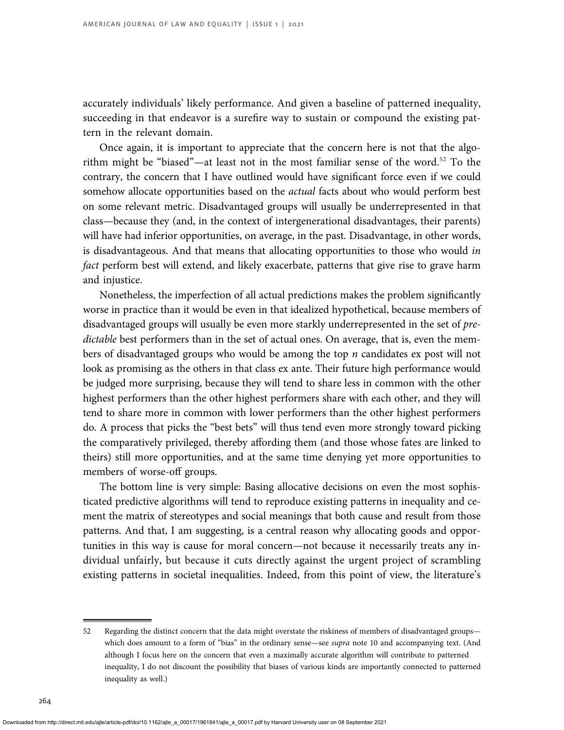accurately individuals' likely performance. And given a baseline of patterned inequality, succeeding in that endeavor is a surefire way to sustain or compound the existing pattern in the relevant domain.

Once again, it is important to appreciate that the concern here is not that the algorithm might be "biased"—at least not in the most familiar sense of the word.[52] To the contrary, the concern that I have outlined would have significant force even if we could somehow allocate opportunities based on the *actual* facts about who would perform best on some relevant metric. Disadvantaged groups will usually be underrepresented in that class—because they (and, in the context of intergenerational disadvantages, their parents) will have had inferior opportunities, on average, in the past. Disadvantage, in other words, is disadvantageous. And that means that allocating opportunities to those who would *in fact* perform best will extend, and likely exacerbate, patterns that give rise to grave harm and injustice.

Nonetheless, the imperfection of all actual predictions makes the problem significantly worse in practice than it would be even in that idealized hypothetical, because members of disadvantaged groups will usually be even more starkly underrepresented in the set of *predictable* best performers than in the set of actual ones. On average, that is, even the members of disadvantaged groups who would be among the top *n* candidates ex post will not look as promising as the others in that class ex ante. Their future high performance would be judged more surprising, because they will tend to share less in common with the other highest performers than the other highest performers share with each other, and they will tend to share more in common with lower performers than the other highest performers do. A process that picks the "best bets" will thus tend even more strongly toward picking the comparatively privileged, thereby affording them (and those whose fates are linked to theirs) still more opportunities, and at the same time denying yet more opportunities to members of worse-off groups.

The bottom line is very simple: Basing allocative decisions on even the most sophisticated predictive algorithms will tend to reproduce existing patterns in inequality and cement the matrix of stereotypes and social meanings that both cause and result from those patterns. And that, I am suggesting, is a central reason why allocating goods and opportunities in this way is cause for moral concern—not because it necessarily treats any individual unfairly, but because it cuts directly against the urgent project of scrambling existing patterns in societal inequalities. Indeed, from this point of view, the literature's

---

52 Regarding the distinct concern that the data might overstate the riskiness of members of disadvantaged groups—which does amount to a form of "bias" in the ordinary sense—see *supra* note 10 and accompanying text. (And although I focus here on the concern that even a maximally accurate algorithm will contribute to patterned inequality, I do not discount the possibility that biases of various kinds are importantly connected to patterned inequality as well.)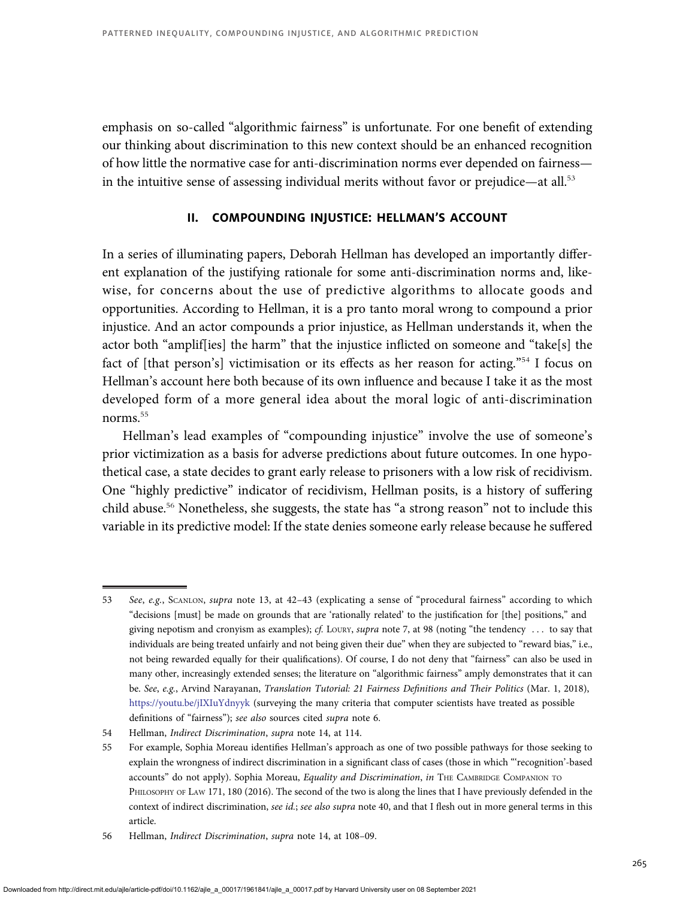emphasis on so-called "algorithmic fairness" is unfortunate. For one benefit of extending our thinking about discrimination to this new context should be an enhanced recognition of how little the normative case for anti-discrimination norms ever depended on fairness—in the intuitive sense of assessing individual merits without favor or prejudice—at all.[53]

## II. COMPOUNDING INJUSTICE: HELLMAN'S ACCOUNT

In a series of illuminating papers, Deborah Hellman has developed an importantly different explanation of the justifying rationale for some anti-discrimination norms and, likewise, for concerns about the use of predictive algorithms to allocate goods and opportunities. According to Hellman, it is a pro tanto moral wrong to compound a prior injustice. And an actor compounds a prior injustice, as Hellman understands it, when the actor both "amplif[ies] the harm" that the injustice inflicted on someone and "take[s] the fact of [that person's] victimisation or its effects as her reason for acting."[54] I focus on Hellman's account here both because of its own influence and because I take it as the most developed form of a more general idea about the moral logic of anti-discrimination norms.[55]

Hellman's lead examples of "compounding injustice" involve the use of someone's prior victimization as a basis for adverse predictions about future outcomes. In one hypothetical case, a state decides to grant early release to prisoners with a low risk of recidivism. One "highly predictive" indicator of recidivism, Hellman posits, is a history of suffering child abuse.[56] Nonetheless, she suggests, the state has "a strong reason" not to include this variable in its predictive model: If the state denies someone early release because he suffered

---

53 *See, e.g.*, Scanlon, *supra* note 13, at 42–43 (explicating a sense of "procedural fairness" according to which "decisions [must] be made on grounds that are 'rationally related' to the justification for [the] positions," and giving nepotism and cronyism as examples); *cf.* Loury, *supra* note 7, at 98 (noting "the tendency . . . to say that individuals are being treated unfairly and not being given their due" when they are subjected to "reward bias," i.e., not being rewarded equally for their qualifications). Of course, I do not deny that "fairness" can also be used in many other, increasingly extended senses; the literature on "algorithmic fairness" amply demonstrates that it can be. *See, e.g.*, Arvind Narayanan, *Translation Tutorial: 21 Fairness Definitions and Their Politics* (Mar. 1, 2018), https://youtu.be/jIXIuYdnyyk (surveying the many criteria that computer scientists have treated as possible definitions of "fairness"); *see also* sources cited *supra* note 6.

54 Hellman, *Indirect Discrimination*, *supra* note 14, at 114.

55 For example, Sophia Moreau identifies Hellman's approach as one of two possible pathways for those seeking to explain the wrongness of indirect discrimination in a significant class of cases (those in which "'recognition'-based accounts" do not apply). Sophia Moreau, *Equality and Discrimination*, *in* The Cambridge Companion to Philosophy of Law 171, 180 (2016). The second of the two is along the lines that I have previously defended in the context of indirect discrimination, *see id.*; *see also supra* note 40, and that I flesh out in more general terms in this article.

56 Hellman, *Indirect Discrimination*, *supra* note 14, at 108–09.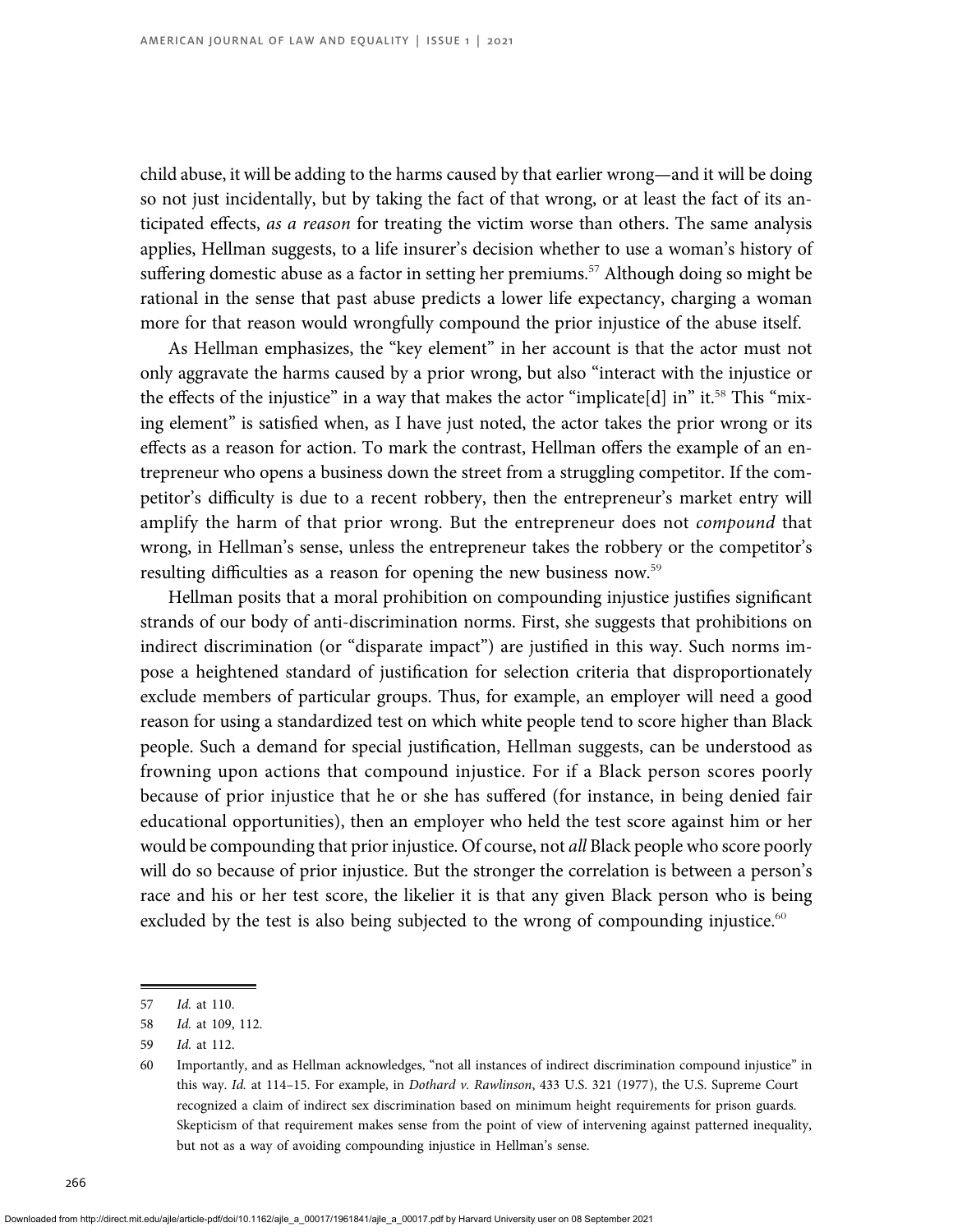child abuse, it will be adding to the harms caused by that earlier wrong—and it will be doing so not just incidentally, but by taking the fact of that wrong, or at least the fact of its anticipated effects, *as a reason* for treating the victim worse than others. The same analysis applies, Hellman suggests, to a life insurer's decision whether to use a woman's history of suffering domestic abuse as a factor in setting her premiums.[57] Although doing so might be rational in the sense that past abuse predicts a lower life expectancy, charging a woman more for that reason would wrongfully compound the prior injustice of the abuse itself.

As Hellman emphasizes, the "key element" in her account is that the actor must not only aggravate the harms caused by a prior wrong, but also "interact with the injustice or the effects of the injustice" in a way that makes the actor "implicate[d] in" it.[58] This "mixing element" is satisfied when, as I have just noted, the actor takes the prior wrong or its effects as a reason for action. To mark the contrast, Hellman offers the example of an entrepreneur who opens a business down the street from a struggling competitor. If the competitor's difficulty is due to a recent robbery, then the entrepreneur's market entry will amplify the harm of that prior wrong. But the entrepreneur does not *compound* that wrong, in Hellman's sense, unless the entrepreneur takes the robbery or the competitor's resulting difficulties as a reason for opening the new business now.[59]

Hellman posits that a moral prohibition on compounding injustice justifies significant strands of our body of anti-discrimination norms. First, she suggests that prohibitions on indirect discrimination (or "disparate impact") are justified in this way. Such norms impose a heightened standard of justification for selection criteria that disproportionately exclude members of particular groups. Thus, for example, an employer will need a good reason for using a standardized test on which white people tend to score higher than Black people. Such a demand for special justification, Hellman suggests, can be understood as frowning upon actions that compound injustice. For if a Black person scores poorly because of prior injustice that he or she has suffered (for instance, in being denied fair educational opportunities), then an employer who held the test score against him or her would be compounding that prior injustice. Of course, not *all* Black people who score poorly will do so because of prior injustice. But the stronger the correlation is between a person's race and his or her test score, the likelier it is that any given Black person who is being excluded by the test is also being subjected to the wrong of compounding injustice.[60]

---

57 *Id.* at 110.

58 *Id.* at 109, 112.

59 *Id.* at 112.

60 Importantly, and as Hellman acknowledges, "not all instances of indirect discrimination compound injustice" in this way. *Id.* at 114–15. For example, in *Dothard v. Rawlinson*, 433 U.S. 321 (1977), the U.S. Supreme Court recognized a claim of indirect sex discrimination based on minimum height requirements for prison guards. Skepticism of that requirement makes sense from the point of view of intervening against patterned inequality, but not as a way of avoiding compounding injustice in Hellman's sense.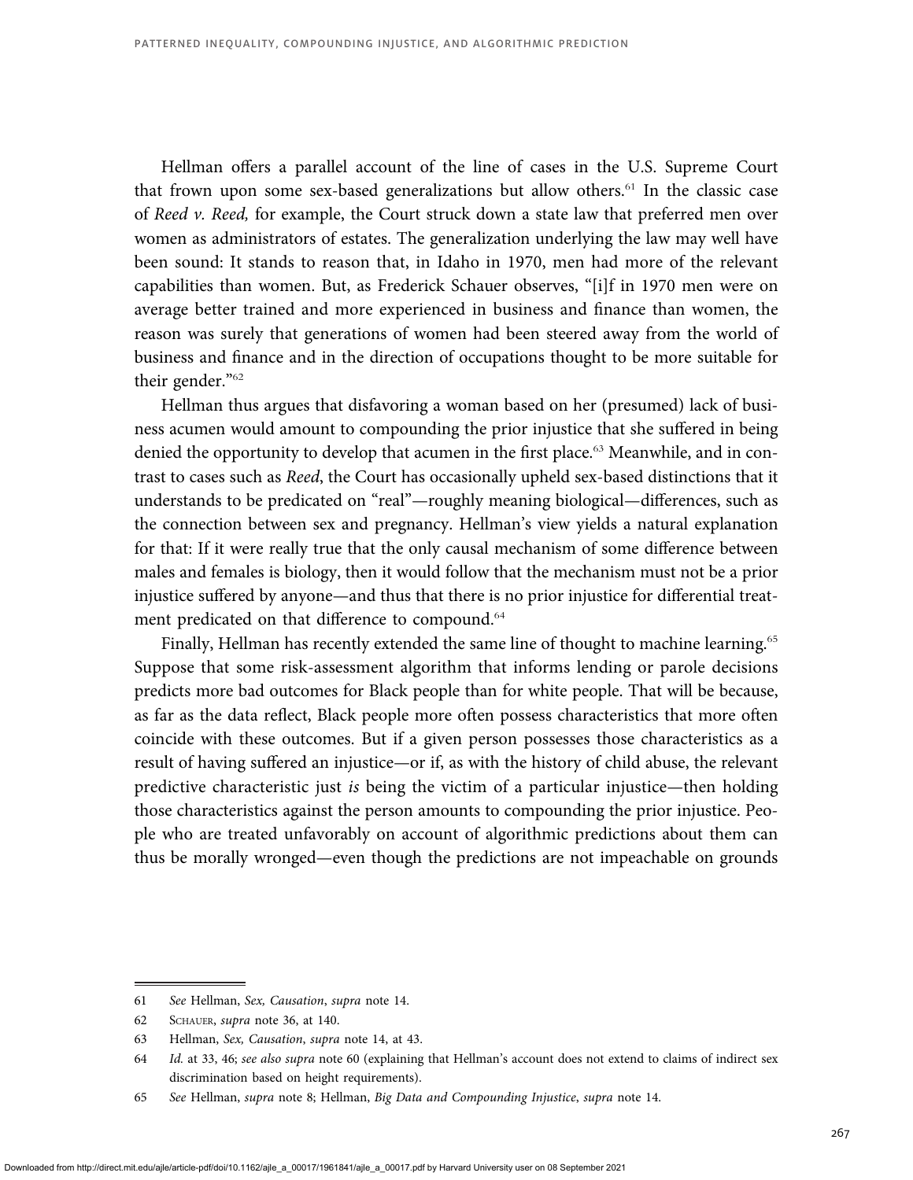Hellman offers a parallel account of the line of cases in the U.S. Supreme Court that frown upon some sex-based generalizations but allow others.[61] In the classic case of *Reed v. Reed,* for example, the Court struck down a state law that preferred men over women as administrators of estates. The generalization underlying the law may well have been sound: It stands to reason that, in Idaho in 1970, men had more of the relevant capabilities than women. But, as Frederick Schauer observes, "[i]f in 1970 men were on average better trained and more experienced in business and finance than women, the reason was surely that generations of women had been steered away from the world of business and finance and in the direction of occupations thought to be more suitable for their gender."[62]

Hellman thus argues that disfavoring a woman based on her (presumed) lack of business acumen would amount to compounding the prior injustice that she suffered in being denied the opportunity to develop that acumen in the first place.[63] Meanwhile, and in contrast to cases such as *Reed*, the Court has occasionally upheld sex-based distinctions that it understands to be predicated on "real"—roughly meaning biological—differences, such as the connection between sex and pregnancy. Hellman's view yields a natural explanation for that: If it were really true that the only causal mechanism of some difference between males and females is biology, then it would follow that the mechanism must not be a prior injustice suffered by anyone—and thus that there is no prior injustice for differential treatment predicated on that difference to compound.[64]

Finally, Hellman has recently extended the same line of thought to machine learning.[65] Suppose that some risk-assessment algorithm that informs lending or parole decisions predicts more bad outcomes for Black people than for white people. That will be because, as far as the data reflect, Black people more often possess characteristics that more often coincide with these outcomes. But if a given person possesses those characteristics as a result of having suffered an injustice—or if, as with the history of child abuse, the relevant predictive characteristic just *is* being the victim of a particular injustice—then holding those characteristics against the person amounts to compounding the prior injustice. People who are treated unfavorably on account of algorithmic predictions about them can thus be morally wronged—even though the predictions are not impeachable on grounds

---

61 *See* Hellman, *Sex, Causation*, *supra* note 14.

62 Schauer, *supra* note 36, at 140.

63 Hellman, *Sex, Causation*, *supra* note 14, at 43.

64 *Id.* at 33, 46; *see also supra* note 60 (explaining that Hellman's account does not extend to claims of indirect sex discrimination based on height requirements).

65 *See* Hellman, *supra* note 8; Hellman, *Big Data and Compounding Injustice*, *supra* note 14.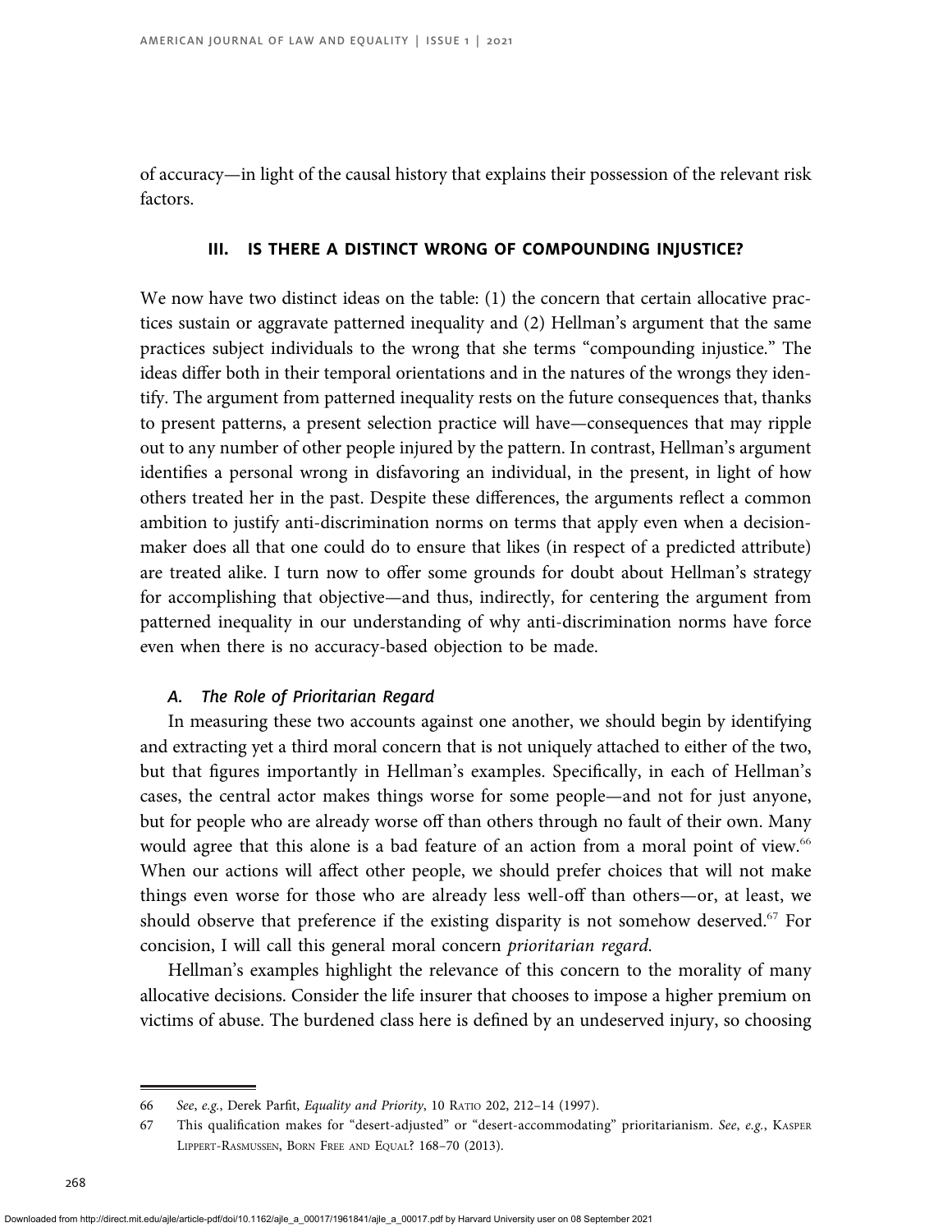of accuracy—in light of the causal history that explains their possession of the relevant risk factors.

## III. IS THERE A DISTINCT WRONG OF COMPOUNDING INJUSTICE?

We now have two distinct ideas on the table: (1) the concern that certain allocative practices sustain or aggravate patterned inequality and (2) Hellman's argument that the same practices subject individuals to the wrong that she terms "compounding injustice." The ideas differ both in their temporal orientations and in the natures of the wrongs they identify. The argument from patterned inequality rests on the future consequences that, thanks to present patterns, a present selection practice will have—consequences that may ripple out to any number of other people injured by the pattern. In contrast, Hellman's argument identifies a personal wrong in disfavoring an individual, in the present, in light of how others treated her in the past. Despite these differences, the arguments reflect a common ambition to justify anti-discrimination norms on terms that apply even when a decision-maker does all that one could do to ensure that likes (in respect of a predicted attribute) are treated alike. I turn now to offer some grounds for doubt about Hellman's strategy for accomplishing that objective—and thus, indirectly, for centering the argument from patterned inequality in our understanding of why anti-discrimination norms have force even when there is no accuracy-based objection to be made.

### *A. The Role of Prioritarian Regard*

In measuring these two accounts against one another, we should begin by identifying and extracting yet a third moral concern that is not uniquely attached to either of the two, but that figures importantly in Hellman's examples. Specifically, in each of Hellman's cases, the central actor makes things worse for some people—and not for just anyone, but for people who are already worse off than others through no fault of their own. Many would agree that this alone is a bad feature of an action from a moral point of view.[66] When our actions will affect other people, we should prefer choices that will not make things even worse for those who are already less well-off than others—or, at least, we should observe that preference if the existing disparity is not somehow deserved.[67] For concision, I will call this general moral concern *prioritarian regard.*

Hellman's examples highlight the relevance of this concern to the morality of many allocative decisions. Consider the life insurer that chooses to impose a higher premium on victims of abuse. The burdened class here is defined by an undeserved injury, so choosing

---

66 *See*, *e.g.*, Derek Parfit, *Equality and Priority*, 10 Ratio 202, 212–14 (1997).

67 This qualification makes for "desert-adjusted" or "desert-accommodating" prioritarianism. *See*, *e.g.*, Kasper Lippert-Rasmussen, Born Free and Equal? 168–70 (2013).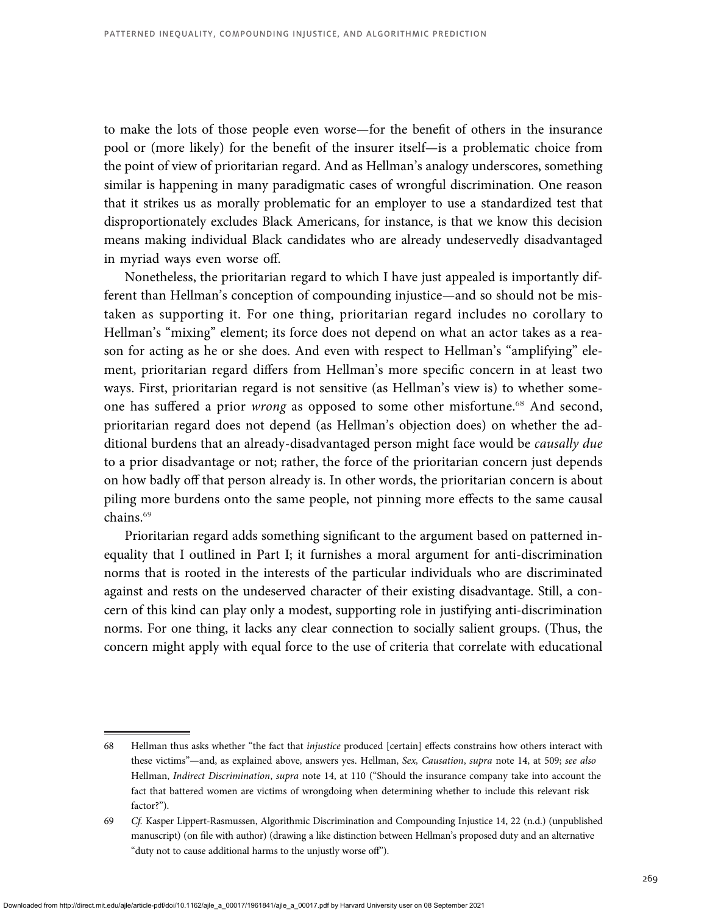to make the lots of those people even worse—for the benefit of others in the insurance pool or (more likely) for the benefit of the insurer itself—is a problematic choice from the point of view of prioritarian regard. And as Hellman's analogy underscores, something similar is happening in many paradigmatic cases of wrongful discrimination. One reason that it strikes us as morally problematic for an employer to use a standardized test that disproportionately excludes Black Americans, for instance, is that we know this decision means making individual Black candidates who are already undeservedly disadvantaged in myriad ways even worse off.

Nonetheless, the prioritarian regard to which I have just appealed is importantly different than Hellman's conception of compounding injustice—and so should not be mistaken as supporting it. For one thing, prioritarian regard includes no corollary to Hellman's "mixing" element; its force does not depend on what an actor takes as a reason for acting as he or she does. And even with respect to Hellman's "amplifying" element, prioritarian regard differs from Hellman's more specific concern in at least two ways. First, prioritarian regard is not sensitive (as Hellman's view is) to whether someone has suffered a prior *wrong* as opposed to some other misfortune.[68] And second, prioritarian regard does not depend (as Hellman's objection does) on whether the additional burdens that an already-disadvantaged person might face would be *causally due* to a prior disadvantage or not; rather, the force of the prioritarian concern just depends on how badly off that person already is. In other words, the prioritarian concern is about piling more burdens onto the same people, not pinning more effects to the same causal chains.[69]

Prioritarian regard adds something significant to the argument based on patterned inequality that I outlined in Part I; it furnishes a moral argument for anti-discrimination norms that is rooted in the interests of the particular individuals who are discriminated against and rests on the undeserved character of their existing disadvantage. Still, a concern of this kind can play only a modest, supporting role in justifying anti-discrimination norms. For one thing, it lacks any clear connection to socially salient groups. (Thus, the concern might apply with equal force to the use of criteria that correlate with educational

---

68 Hellman thus asks whether "the fact that *injustice* produced [certain] effects constrains how others interact with these victims"—and, as explained above, answers yes. Hellman, *Sex, Causation*, *supra* note 14, at 509; *see also* Hellman, *Indirect Discrimination*, *supra* note 14, at 110 ("Should the insurance company take into account the fact that battered women are victims of wrongdoing when determining whether to include this relevant risk factor?").

69 *Cf.* Kasper Lippert-Rasmussen, Algorithmic Discrimination and Compounding Injustice 14, 22 (n.d.) (unpublished manuscript) (on file with author) (drawing a like distinction between Hellman's proposed duty and an alternative "duty not to cause additional harms to the unjustly worse off").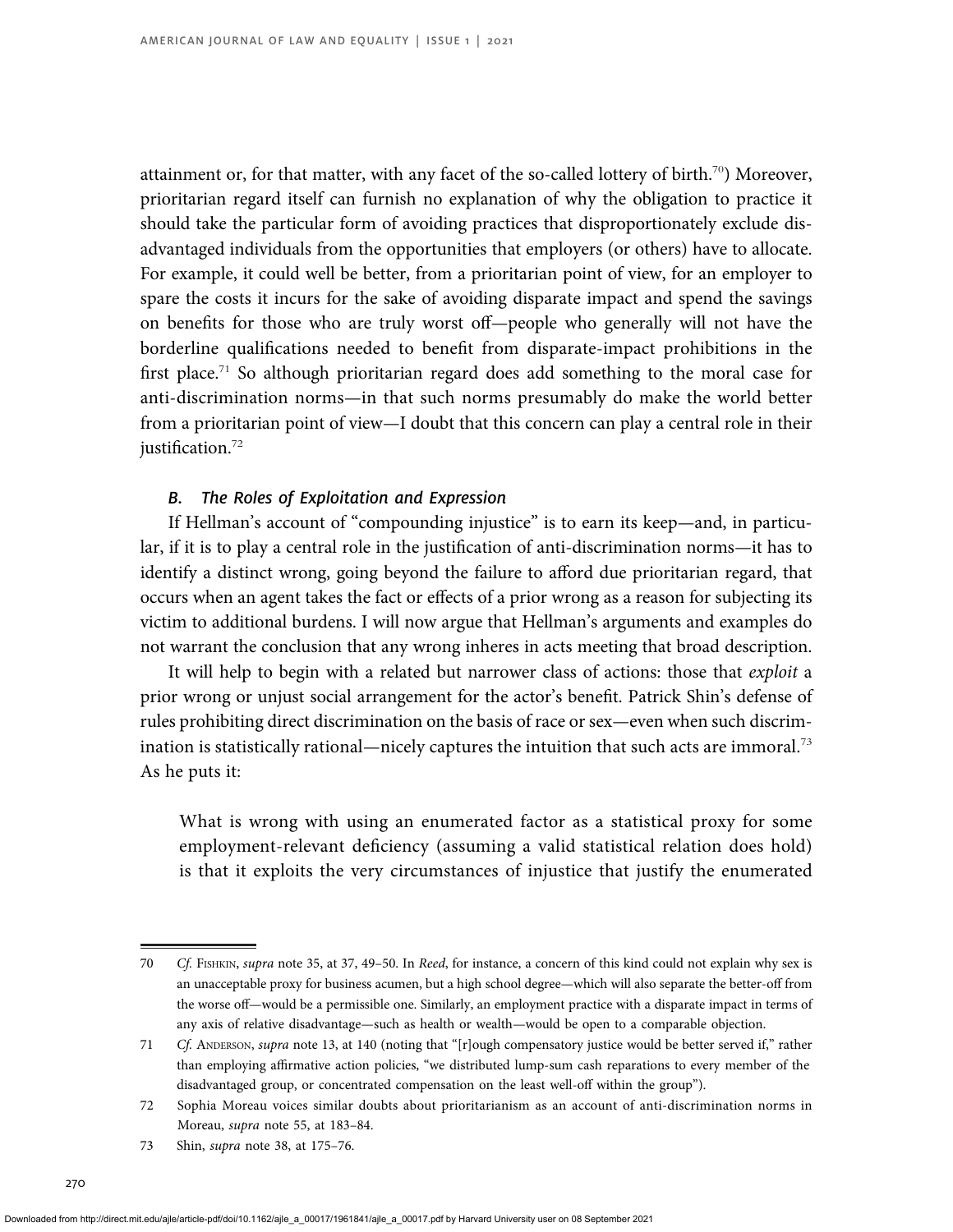attainment or, for that matter, with any facet of the so-called lottery of birth.[70]) Moreover, prioritarian regard itself can furnish no explanation of why the obligation to practice it should take the particular form of avoiding practices that disproportionately exclude disadvantaged individuals from the opportunities that employers (or others) have to allocate. For example, it could well be better, from a prioritarian point of view, for an employer to spare the costs it incurs for the sake of avoiding disparate impact and spend the savings on benefits for those who are truly worst off—people who generally will not have the borderline qualifications needed to benefit from disparate-impact prohibitions in the first place.[71] So although prioritarian regard does add something to the moral case for anti-discrimination norms—in that such norms presumably do make the world better from a prioritarian point of view—I doubt that this concern can play a central role in their justification.[72]

### *B. The Roles of Exploitation and Expression*

If Hellman's account of "compounding injustice" is to earn its keep—and, in particular, if it is to play a central role in the justification of anti-discrimination norms—it has to identify a distinct wrong, going beyond the failure to afford due prioritarian regard, that occurs when an agent takes the fact or effects of a prior wrong as a reason for subjecting its victim to additional burdens. I will now argue that Hellman's arguments and examples do not warrant the conclusion that any wrong inheres in acts meeting that broad description.

It will help to begin with a related but narrower class of actions: those that *exploit* a prior wrong or unjust social arrangement for the actor's benefit. Patrick Shin's defense of rules prohibiting direct discrimination on the basis of race or sex—even when such discrimination is statistically rational—nicely captures the intuition that such acts are immoral.[73] As he puts it:

> What is wrong with using an enumerated factor as a statistical proxy for some employment-relevant deficiency (assuming a valid statistical relation does hold) is that it exploits the very circumstances of injustice that justify the enumerated

---

70 *Cf.* Fishkin, *supra* note 35, at 37, 49–50. In *Reed*, for instance, a concern of this kind could not explain why sex is an unacceptable proxy for business acumen, but a high school degree—which will also separate the better-off from the worse off—would be a permissible one. Similarly, an employment practice with a disparate impact in terms of any axis of relative disadvantage—such as health or wealth—would be open to a comparable objection.

71 *Cf.* Anderson, *supra* note 13, at 140 (noting that "[r]ough compensatory justice would be better served if," rather than employing affirmative action policies, "we distributed lump-sum cash reparations to every member of the disadvantaged group, or concentrated compensation on the least well-off within the group").

72 Sophia Moreau voices similar doubts about prioritarianism as an account of anti-discrimination norms in Moreau, *supra* note 55, at 183–84.

73 Shin, *supra* note 38, at 175–76.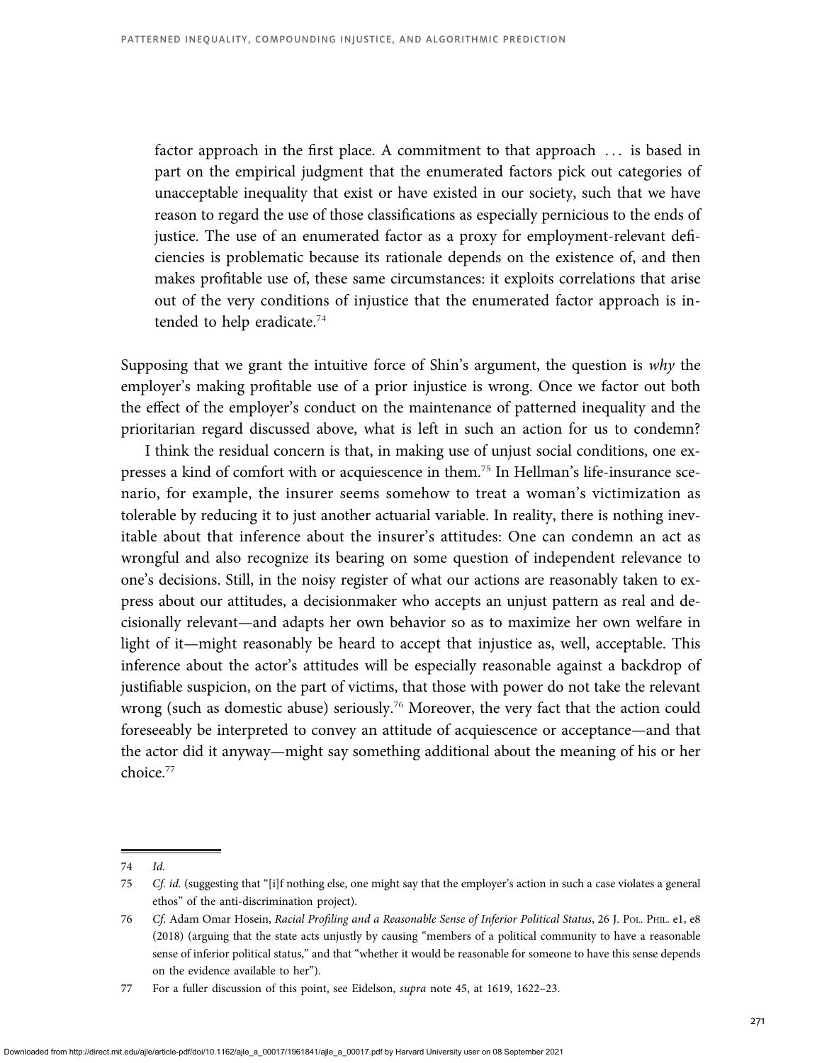> factor approach in the first place. A commitment to that approach . . . is based in part on the empirical judgment that the enumerated factors pick out categories of unacceptable inequality that exist or have existed in our society, such that we have reason to regard the use of those classifications as especially pernicious to the ends of justice. The use of an enumerated factor as a proxy for employment-relevant deficiencies is problematic because its rationale depends on the existence of, and then makes profitable use of, these same circumstances: it exploits correlations that arise out of the very conditions of injustice that the enumerated factor approach is intended to help eradicate.[74]

Supposing that we grant the intuitive force of Shin's argument, the question is *why* the employer's making profitable use of a prior injustice is wrong. Once we factor out both the effect of the employer's conduct on the maintenance of patterned inequality and the prioritarian regard discussed above, what is left in such an action for us to condemn?

I think the residual concern is that, in making use of unjust social conditions, one expresses a kind of comfort with or acquiescence in them.[75] In Hellman's life-insurance scenario, for example, the insurer seems somehow to treat a woman's victimization as tolerable by reducing it to just another actuarial variable. In reality, there is nothing inevitable about that inference about the insurer's attitudes: One can condemn an act as wrongful and also recognize its bearing on some question of independent relevance to one's decisions. Still, in the noisy register of what our actions are reasonably taken to express about our attitudes, a decisionmaker who accepts an unjust pattern as real and decisionally relevant—and adapts her own behavior so as to maximize her own welfare in light of it—might reasonably be heard to accept that injustice as, well, acceptable. This inference about the actor's attitudes will be especially reasonable against a backdrop of justifiable suspicion, on the part of victims, that those with power do not take the relevant wrong (such as domestic abuse) seriously.[76] Moreover, the very fact that the action could foreseeably be interpreted to convey an attitude of acquiescence or acceptance—and that the actor did it anyway—might say something additional about the meaning of his or her choice.[77]

---

74 *Id.*

75 *Cf. id.* (suggesting that "[i]f nothing else, one might say that the employer's action in such a case violates a general ethos" of the anti-discrimination project).

76 *Cf.* Adam Omar Hosein, *Racial Profiling and a Reasonable Sense of Inferior Political Status*, 26 J. Pol. Phil. e1, e8 (2018) (arguing that the state acts unjustly by causing "members of a political community to have a reasonable sense of inferior political status," and that "whether it would be reasonable for someone to have this sense depends on the evidence available to her").

77 For a fuller discussion of this point, see Eidelson, *supra* note 45, at 1619, 1622–23.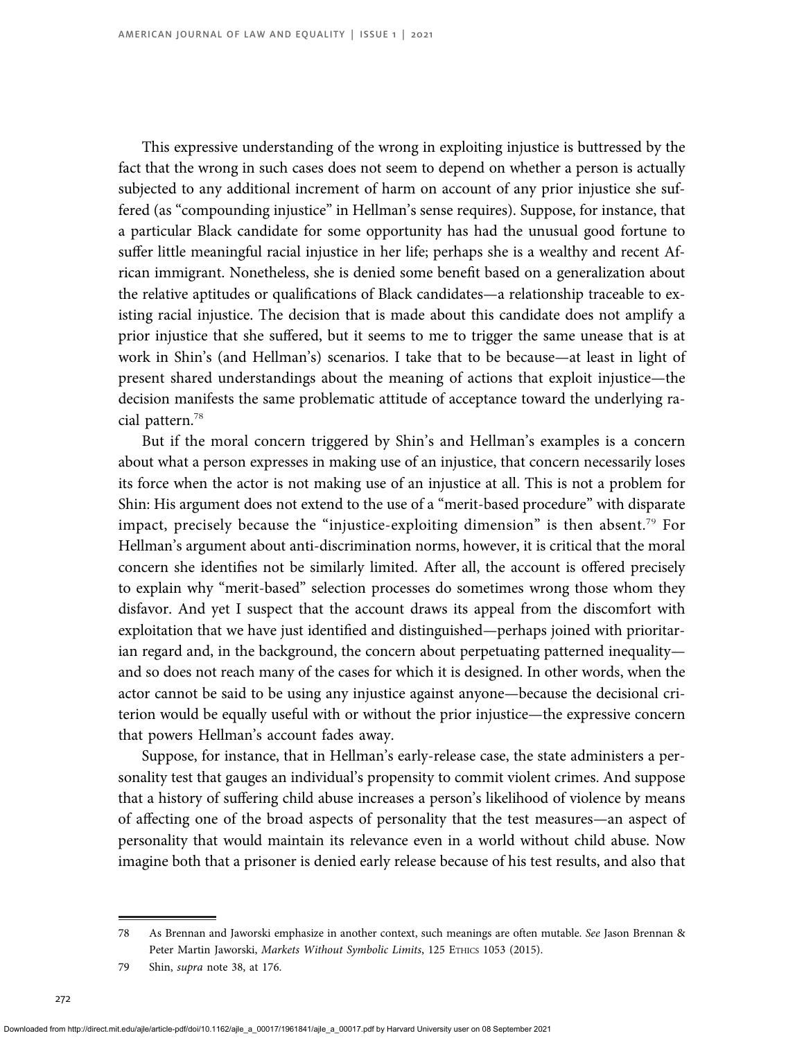This expressive understanding of the wrong in exploiting injustice is buttressed by the fact that the wrong in such cases does not seem to depend on whether a person is actually subjected to any additional increment of harm on account of any prior injustice she suffered (as "compounding injustice" in Hellman's sense requires). Suppose, for instance, that a particular Black candidate for some opportunity has had the unusual good fortune to suffer little meaningful racial injustice in her life; perhaps she is a wealthy and recent African immigrant. Nonetheless, she is denied some benefit based on a generalization about the relative aptitudes or qualifications of Black candidates—a relationship traceable to existing racial injustice. The decision that is made about this candidate does not amplify a prior injustice that she suffered, but it seems to me to trigger the same unease that is at work in Shin's (and Hellman's) scenarios. I take that to be because—at least in light of present shared understandings about the meaning of actions that exploit injustice—the decision manifests the same problematic attitude of acceptance toward the underlying racial pattern.[78]

But if the moral concern triggered by Shin's and Hellman's examples is a concern about what a person expresses in making use of an injustice, that concern necessarily loses its force when the actor is not making use of an injustice at all. This is not a problem for Shin: His argument does not extend to the use of a "merit-based procedure" with disparate impact, precisely because the "injustice-exploiting dimension" is then absent.[79] For Hellman's argument about anti-discrimination norms, however, it is critical that the moral concern she identifies not be similarly limited. After all, the account is offered precisely to explain why "merit-based" selection processes do sometimes wrong those whom they disfavor. And yet I suspect that the account draws its appeal from the discomfort with exploitation that we have just identified and distinguished—perhaps joined with prioritarian regard and, in the background, the concern about perpetuating patterned inequality—and so does not reach many of the cases for which it is designed. In other words, when the actor cannot be said to be using any injustice against anyone—because the decisional criterion would be equally useful with or without the prior injustice—the expressive concern that powers Hellman's account fades away.

Suppose, for instance, that in Hellman's early-release case, the state administers a personality test that gauges an individual's propensity to commit violent crimes. And suppose that a history of suffering child abuse increases a person's likelihood of violence by means of affecting one of the broad aspects of personality that the test measures—an aspect of personality that would maintain its relevance even in a world without child abuse. Now imagine both that a prisoner is denied early release because of his test results, and also that

---

78 As Brennan and Jaworski emphasize in another context, such meanings are often mutable. *See* Jason Brennan & Peter Martin Jaworski, *Markets Without Symbolic Limits*, 125 Ethics 1053 (2015).

79 Shin, *supra* note 38, at 176.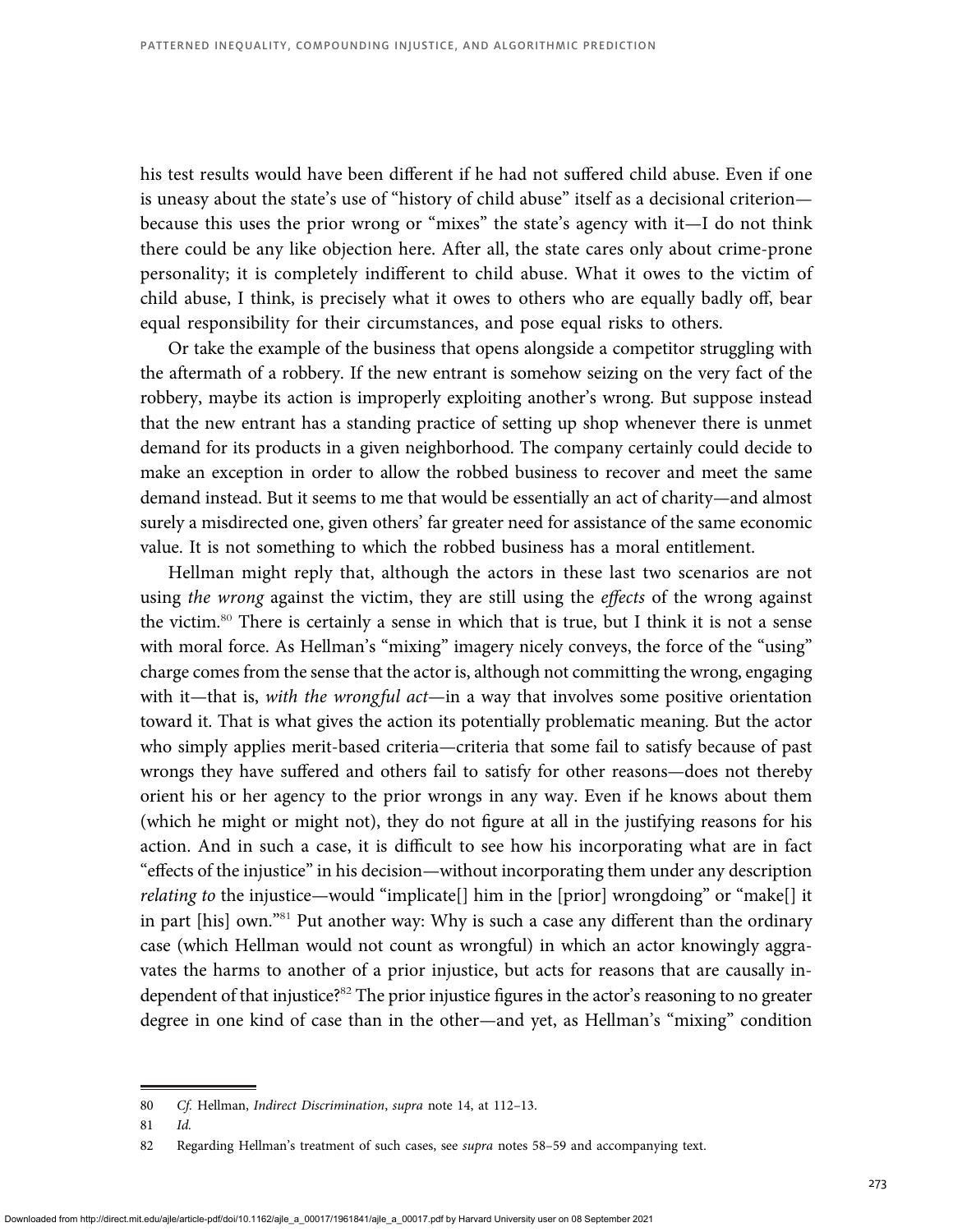his test results would have been different if he had not suffered child abuse. Even if one is uneasy about the state's use of "history of child abuse" itself as a decisional criterion—because this uses the prior wrong or "mixes" the state's agency with it—I do not think there could be any like objection here. After all, the state cares only about crime-prone personality; it is completely indifferent to child abuse. What it owes to the victim of child abuse, I think, is precisely what it owes to others who are equally badly off, bear equal responsibility for their circumstances, and pose equal risks to others.

Or take the example of the business that opens alongside a competitor struggling with the aftermath of a robbery. If the new entrant is somehow seizing on the very fact of the robbery, maybe its action is improperly exploiting another's wrong. But suppose instead that the new entrant has a standing practice of setting up shop whenever there is unmet demand for its products in a given neighborhood. The company certainly could decide to make an exception in order to allow the robbed business to recover and meet the same demand instead. But it seems to me that would be essentially an act of charity—and almost surely a misdirected one, given others' far greater need for assistance of the same economic value. It is not something to which the robbed business has a moral entitlement.

Hellman might reply that, although the actors in these last two scenarios are not using *the wrong* against the victim, they are still using the *effects* of the wrong against the victim.[80] There is certainly a sense in which that is true, but I think it is not a sense with moral force. As Hellman's "mixing" imagery nicely conveys, the force of the "using" charge comes from the sense that the actor is, although not committing the wrong, engaging with it—that is, *with the wrongful act*—in a way that involves some positive orientation toward it. That is what gives the action its potentially problematic meaning. But the actor who simply applies merit-based criteria—criteria that some fail to satisfy because of past wrongs they have suffered and others fail to satisfy for other reasons—does not thereby orient his or her agency to the prior wrongs in any way. Even if he knows about them (which he might or might not), they do not figure at all in the justifying reasons for his action. And in such a case, it is difficult to see how his incorporating what are in fact "effects of the injustice" in his decision—without incorporating them under any description *relating to* the injustice—would "implicate[] him in the [prior] wrongdoing" or "make[] it in part [his] own."[81] Put another way: Why is such a case any different than the ordinary case (which Hellman would not count as wrongful) in which an actor knowingly aggravates the harms to another of a prior injustice, but acts for reasons that are causally independent of that injustice?[82] The prior injustice figures in the actor's reasoning to no greater degree in one kind of case than in the other—and yet, as Hellman's "mixing" condition

80 *Cf.* Hellman, *Indirect Discrimination*, *supra* note 14, at 112–13.

81 *Id.*

82 Regarding Hellman's treatment of such cases, see *supra* notes 58–59 and accompanying text.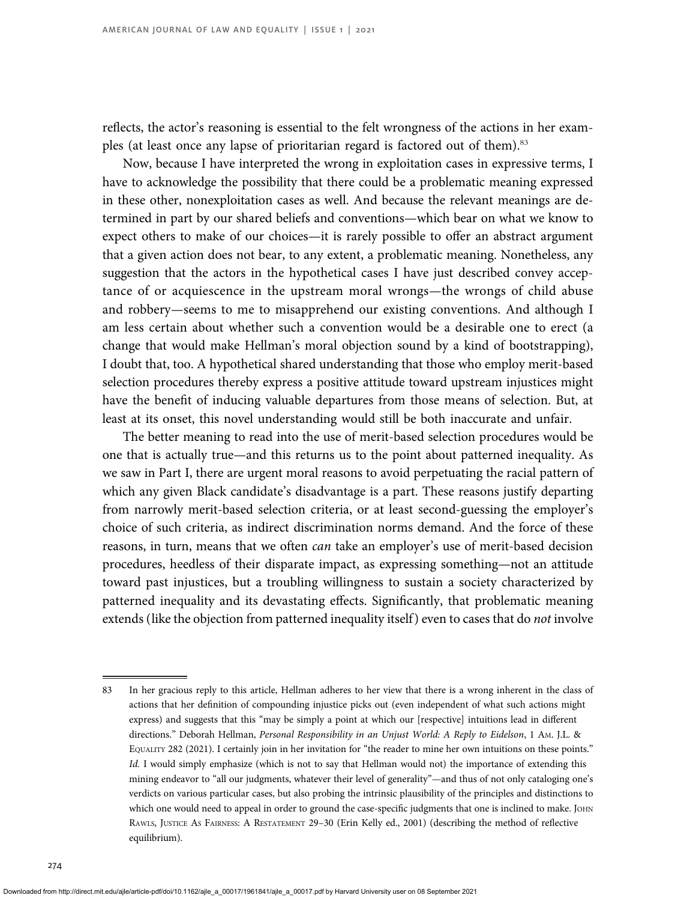reflects, the actor's reasoning is essential to the felt wrongness of the actions in her examples (at least once any lapse of prioritarian regard is factored out of them).[83]

Now, because I have interpreted the wrong in exploitation cases in expressive terms, I have to acknowledge the possibility that there could be a problematic meaning expressed in these other, nonexploitation cases as well. And because the relevant meanings are determined in part by our shared beliefs and conventions—which bear on what we know to expect others to make of our choices—it is rarely possible to offer an abstract argument that a given action does not bear, to any extent, a problematic meaning. Nonetheless, any suggestion that the actors in the hypothetical cases I have just described convey acceptance of or acquiescence in the upstream moral wrongs—the wrongs of child abuse and robbery—seems to me to misapprehend our existing conventions. And although I am less certain about whether such a convention would be a desirable one to erect (a change that would make Hellman's moral objection sound by a kind of bootstrapping), I doubt that, too. A hypothetical shared understanding that those who employ merit-based selection procedures thereby express a positive attitude toward upstream injustices might have the benefit of inducing valuable departures from those means of selection. But, at least at its onset, this novel understanding would still be both inaccurate and unfair.

The better meaning to read into the use of merit-based selection procedures would be one that is actually true—and this returns us to the point about patterned inequality. As we saw in Part I, there are urgent moral reasons to avoid perpetuating the racial pattern of which any given Black candidate's disadvantage is a part. These reasons justify departing from narrowly merit-based selection criteria, or at least second-guessing the employer's choice of such criteria, as indirect discrimination norms demand. And the force of these reasons, in turn, means that we often *can* take an employer's use of merit-based decision procedures, heedless of their disparate impact, as expressing something—not an attitude toward past injustices, but a troubling willingness to sustain a society characterized by patterned inequality and its devastating effects. Significantly, that problematic meaning extends (like the objection from patterned inequality itself) even to cases that do *not* involve

---

83 In her gracious reply to this article, Hellman adheres to her view that there is a wrong inherent in the class of actions that her definition of compounding injustice picks out (even independent of what such actions might express) and suggests that this "may be simply a point at which our [respective] intuitions lead in different directions." Deborah Hellman, *Personal Responsibility in an Unjust World: A Reply to Eidelson*, 1 Am. J.L. & Equality 282 (2021). I certainly join in her invitation for "the reader to mine her own intuitions on these points." *Id.* I would simply emphasize (which is not to say that Hellman would not) the importance of extending this mining endeavor to "all our judgments, whatever their level of generality"—and thus of not only cataloging one's verdicts on various particular cases, but also probing the intrinsic plausibility of the principles and distinctions to which one would need to appeal in order to ground the case-specific judgments that one is inclined to make. John Rawls, Justice As Fairness: A Restatement 29–30 (Erin Kelly ed., 2001) (describing the method of reflective equilibrium).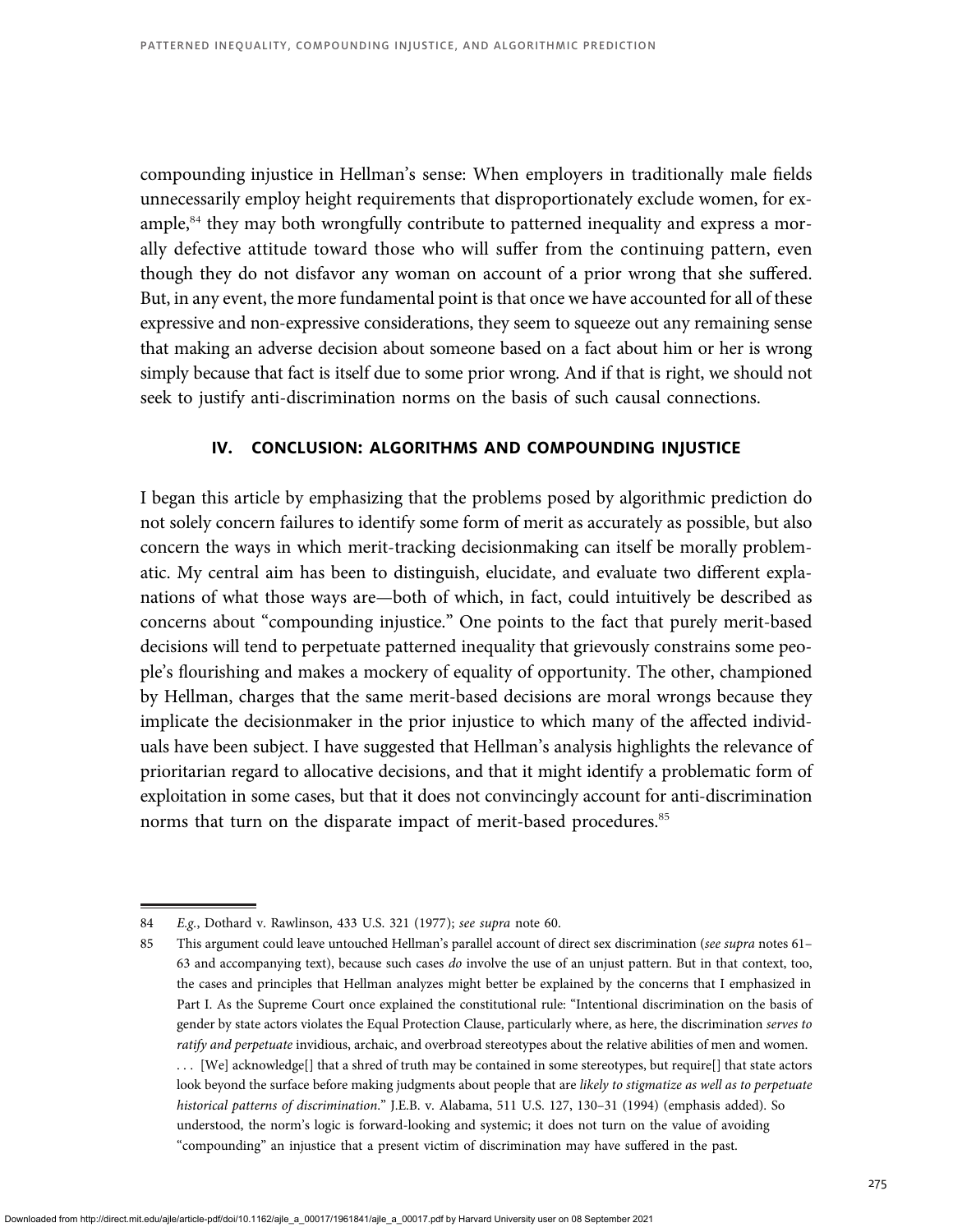compounding injustice in Hellman's sense: When employers in traditionally male fields unnecessarily employ height requirements that disproportionately exclude women, for example,[84] they may both wrongfully contribute to patterned inequality and express a morally defective attitude toward those who will suffer from the continuing pattern, even though they do not disfavor any woman on account of a prior wrong that she suffered. But, in any event, the more fundamental point is that once we have accounted for all of these expressive and non-expressive considerations, they seem to squeeze out any remaining sense that making an adverse decision about someone based on a fact about him or her is wrong simply because that fact is itself due to some prior wrong. And if that is right, we should not seek to justify anti-discrimination norms on the basis of such causal connections.

## IV. CONCLUSION: ALGORITHMS AND COMPOUNDING INJUSTICE

I began this article by emphasizing that the problems posed by algorithmic prediction do not solely concern failures to identify some form of merit as accurately as possible, but also concern the ways in which merit-tracking decisionmaking can itself be morally problematic. My central aim has been to distinguish, elucidate, and evaluate two different explanations of what those ways are—both of which, in fact, could intuitively be described as concerns about "compounding injustice." One points to the fact that purely merit-based decisions will tend to perpetuate patterned inequality that grievously constrains some people's flourishing and makes a mockery of equality of opportunity. The other, championed by Hellman, charges that the same merit-based decisions are moral wrongs because they implicate the decisionmaker in the prior injustice to which many of the affected individuals have been subject. I have suggested that Hellman's analysis highlights the relevance of prioritarian regard to allocative decisions, and that it might identify a problematic form of exploitation in some cases, but that it does not convincingly account for anti-discrimination norms that turn on the disparate impact of merit-based procedures.[85]

---

84 *E.g.*, Dothard v. Rawlinson, 433 U.S. 321 (1977); *see supra* note 60.

85 This argument could leave untouched Hellman's parallel account of direct sex discrimination (*see supra* notes 61–63 and accompanying text), because such cases *do* involve the use of an unjust pattern. But in that context, too, the cases and principles that Hellman analyzes might better be explained by the concerns that I emphasized in Part I. As the Supreme Court once explained the constitutional rule: "Intentional discrimination on the basis of gender by state actors violates the Equal Protection Clause, particularly where, as here, the discrimination *serves to ratify and perpetuate* invidious, archaic, and overbroad stereotypes about the relative abilities of men and women. . . . [We] acknowledge[] that a shred of truth may be contained in some stereotypes, but require[] that state actors look beyond the surface before making judgments about people that are *likely to stigmatize as well as to perpetuate historical patterns of discrimination*." J.E.B. v. Alabama, 511 U.S. 127, 130–31 (1994) (emphasis added). So understood, the norm's logic is forward-looking and systemic; it does not turn on the value of avoiding "compounding" an injustice that a present victim of discrimination may have suffered in the past.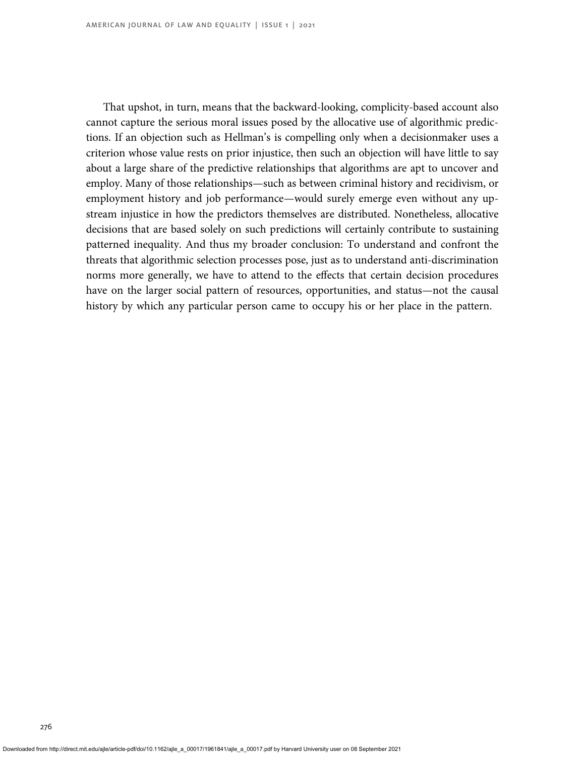That upshot, in turn, means that the backward-looking, complicity-based account also cannot capture the serious moral issues posed by the allocative use of algorithmic predictions. If an objection such as Hellman's is compelling only when a decisionmaker uses a criterion whose value rests on prior injustice, then such an objection will have little to say about a large share of the predictive relationships that algorithms are apt to uncover and employ. Many of those relationships—such as between criminal history and recidivism, or employment history and job performance—would surely emerge even without any upstream injustice in how the predictors themselves are distributed. Nonetheless, allocative decisions that are based solely on such predictions will certainly contribute to sustaining patterned inequality. And thus my broader conclusion: To understand and confront the threats that algorithmic selection processes pose, just as to understand anti-discrimination norms more generally, we have to attend to the effects that certain decision procedures have on the larger social pattern of resources, opportunities, and status—not the causal history by which any particular person came to occupy his or her place in the pattern.